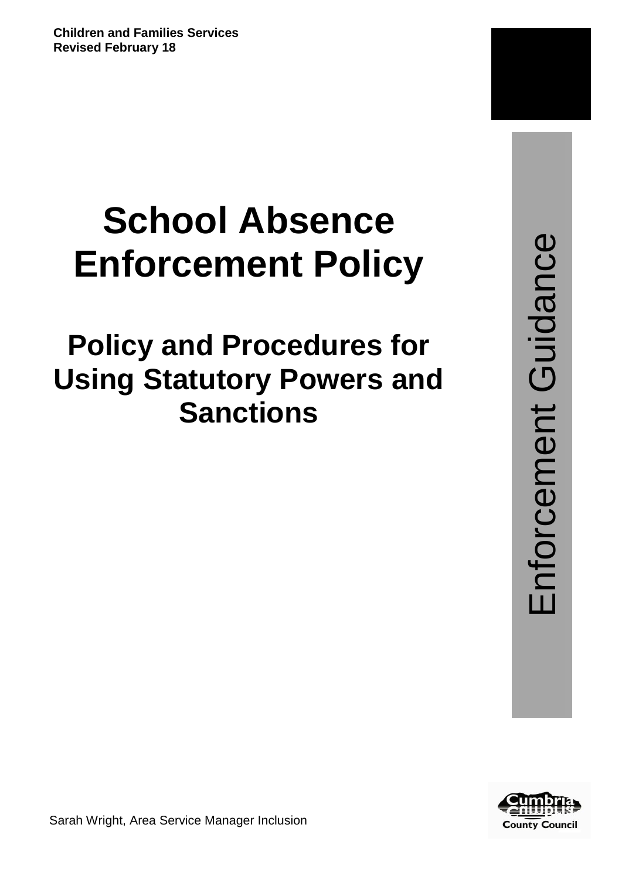**Children and Families Services**
**Revised February 18**

# School Absence Enforcement Policy

## Policy and Procedures for Using Statutory Powers and Sanctions

Enforcement Guidance

Sarah Wright, Area Service Manager Inclusion

Cumbria County Council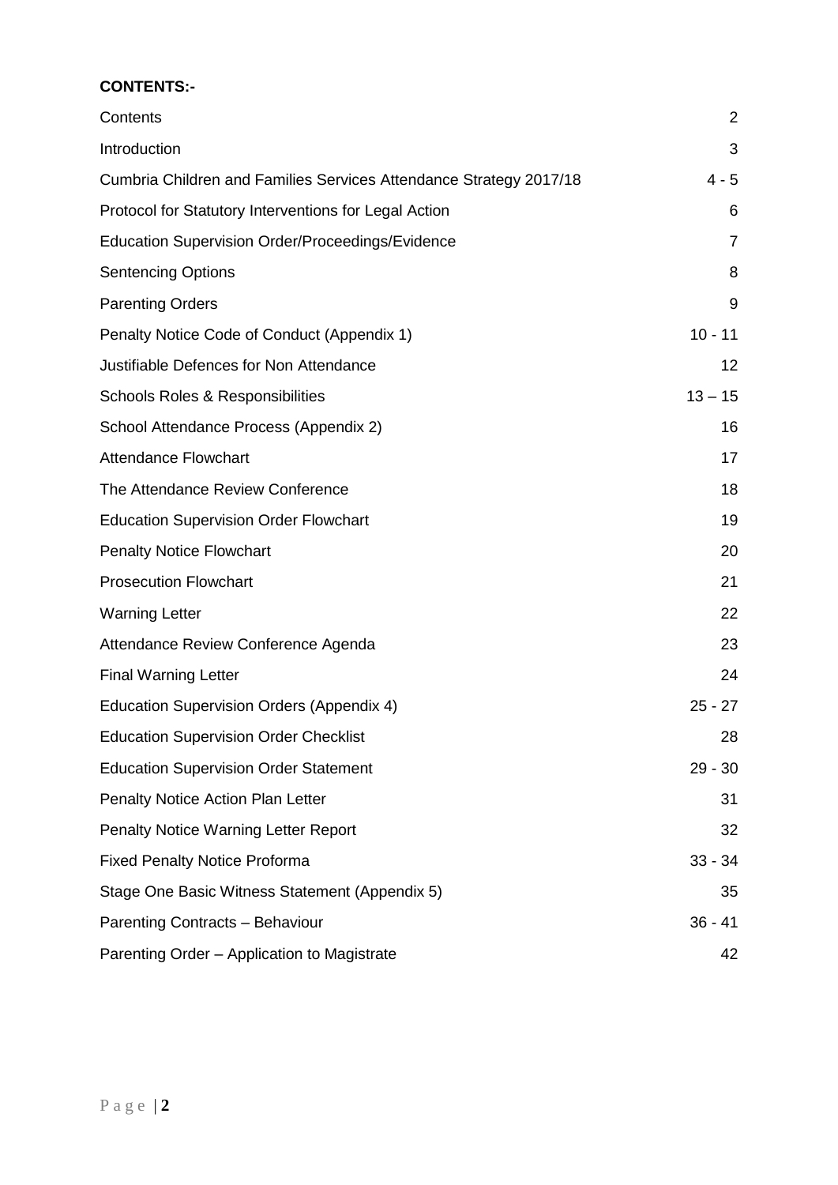**CONTENTS:-**

| | |
|---|---|
| Contents | 2 |
| Introduction | 3 |
| Cumbria Children and Families Services Attendance Strategy 2017/18 | 4 - 5 |
| Protocol for Statutory Interventions for Legal Action | 6 |
| Education Supervision Order/Proceedings/Evidence | 7 |
| Sentencing Options | 8 |
| Parenting Orders | 9 |
| Penalty Notice Code of Conduct (Appendix 1) | 10 - 11 |
| Justifiable Defences for Non Attendance | 12 |
| Schools Roles & Responsibilities | 13 – 15 |
| School Attendance Process (Appendix 2) | 16 |
| Attendance Flowchart | 17 |
| The Attendance Review Conference | 18 |
| Education Supervision Order Flowchart | 19 |
| Penalty Notice Flowchart | 20 |
| Prosecution Flowchart | 21 |
| Warning Letter | 22 |
| Attendance Review Conference Agenda | 23 |
| Final Warning Letter | 24 |
| Education Supervision Orders (Appendix 4) | 25 - 27 |
| Education Supervision Order Checklist | 28 |
| Education Supervision Order Statement | 29 - 30 |
| Penalty Notice Action Plan Letter | 31 |
| Penalty Notice Warning Letter Report | 32 |
| Fixed Penalty Notice Proforma | 33 - 34 |
| Stage One Basic Witness Statement (Appendix 5) | 35 |
| Parenting Contracts – Behaviour | 36 - 41 |
| Parenting Order – Application to Magistrate | 42 |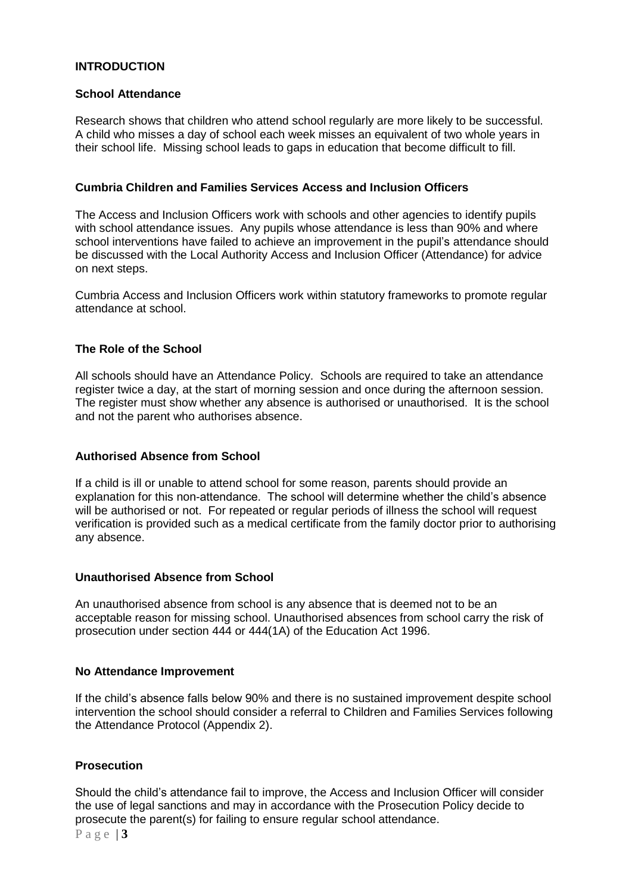## INTRODUCTION

### School Attendance

Research shows that children who attend school regularly are more likely to be successful. A child who misses a day of school each week misses an equivalent of two whole years in their school life. Missing school leads to gaps in education that become difficult to fill.

### Cumbria Children and Families Services Access and Inclusion Officers

The Access and Inclusion Officers work with schools and other agencies to identify pupils with school attendance issues. Any pupils whose attendance is less than 90% and where school interventions have failed to achieve an improvement in the pupil's attendance should be discussed with the Local Authority Access and Inclusion Officer (Attendance) for advice on next steps.

Cumbria Access and Inclusion Officers work within statutory frameworks to promote regular attendance at school.

### The Role of the School

All schools should have an Attendance Policy. Schools are required to take an attendance register twice a day, at the start of morning session and once during the afternoon session. The register must show whether any absence is authorised or unauthorised. It is the school and not the parent who authorises absence.

### Authorised Absence from School

If a child is ill or unable to attend school for some reason, parents should provide an explanation for this non-attendance. The school will determine whether the child's absence will be authorised or not. For repeated or regular periods of illness the school will request verification is provided such as a medical certificate from the family doctor prior to authorising any absence.

### Unauthorised Absence from School

An unauthorised absence from school is any absence that is deemed not to be an acceptable reason for missing school. Unauthorised absences from school carry the risk of prosecution under section 444 or 444(1A) of the Education Act 1996.

### No Attendance Improvement

If the child's absence falls below 90% and there is no sustained improvement despite school intervention the school should consider a referral to Children and Families Services following the Attendance Protocol (Appendix 2).

### Prosecution

Should the child's attendance fail to improve, the Access and Inclusion Officer will consider the use of legal sanctions and may in accordance with the Prosecution Policy decide to prosecute the parent(s) for failing to ensure regular school attendance.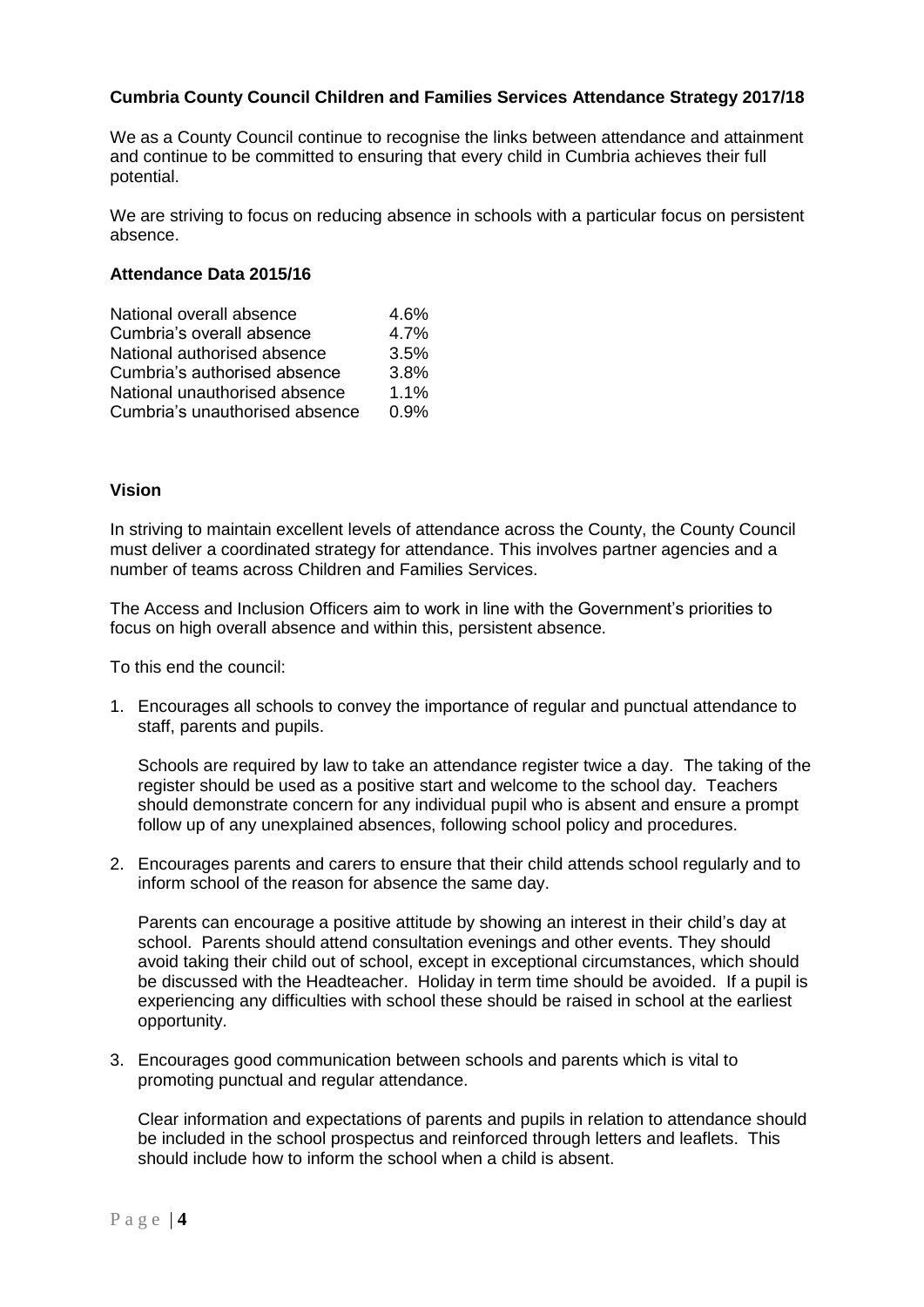**Cumbria County Council Children and Families Services Attendance Strategy 2017/18**

We as a County Council continue to recognise the links between attendance and attainment and continue to be committed to ensuring that every child in Cumbria achieves their full potential.

We are striving to focus on reducing absence in schools with a particular focus on persistent absence.

**Attendance Data 2015/16**

| | |
|---|---|
| National overall absence | 4.6% |
| Cumbria's overall absence | 4.7% |
| National authorised absence | 3.5% |
| Cumbria's authorised absence | 3.8% |
| National unauthorised absence | 1.1% |
| Cumbria's unauthorised absence | 0.9% |

**Vision**

In striving to maintain excellent levels of attendance across the County, the County Council must deliver a coordinated strategy for attendance. This involves partner agencies and a number of teams across Children and Families Services.

The Access and Inclusion Officers aim to work in line with the Government's priorities to focus on high overall absence and within this, persistent absence.

To this end the council:

1. Encourages all schools to convey the importance of regular and punctual attendance to staff, parents and pupils.

   Schools are required by law to take an attendance register twice a day. The taking of the register should be used as a positive start and welcome to the school day. Teachers should demonstrate concern for any individual pupil who is absent and ensure a prompt follow up of any unexplained absences, following school policy and procedures.

2. Encourages parents and carers to ensure that their child attends school regularly and to inform school of the reason for absence the same day.

   Parents can encourage a positive attitude by showing an interest in their child's day at school. Parents should attend consultation evenings and other events. They should avoid taking their child out of school, except in exceptional circumstances, which should be discussed with the Headteacher. Holiday in term time should be avoided. If a pupil is experiencing any difficulties with school these should be raised in school at the earliest opportunity.

3. Encourages good communication between schools and parents which is vital to promoting punctual and regular attendance.

   Clear information and expectations of parents and pupils in relation to attendance should be included in the school prospectus and reinforced through letters and leaflets. This should include how to inform the school when a child is absent.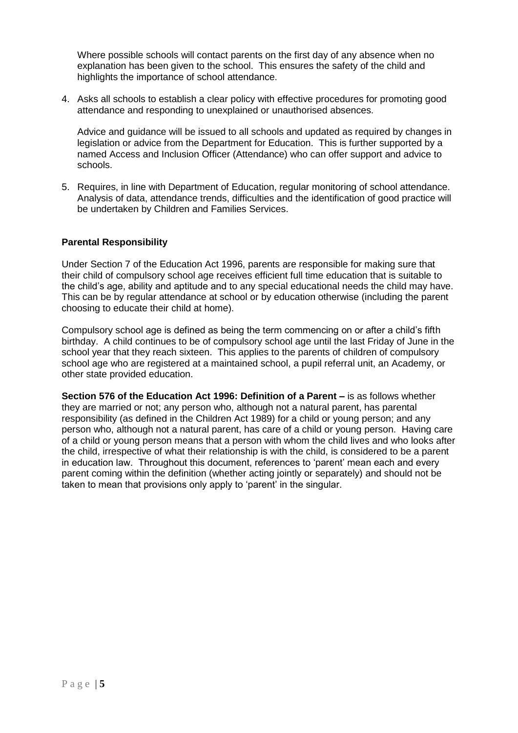Where possible schools will contact parents on the first day of any absence when no explanation has been given to the school. This ensures the safety of the child and highlights the importance of school attendance.

4. Asks all schools to establish a clear policy with effective procedures for promoting good attendance and responding to unexplained or unauthorised absences.

   Advice and guidance will be issued to all schools and updated as required by changes in legislation or advice from the Department for Education. This is further supported by a named Access and Inclusion Officer (Attendance) who can offer support and advice to schools.

5. Requires, in line with Department of Education, regular monitoring of school attendance. Analysis of data, attendance trends, difficulties and the identification of good practice will be undertaken by Children and Families Services.

**Parental Responsibility**

Under Section 7 of the Education Act 1996, parents are responsible for making sure that their child of compulsory school age receives efficient full time education that is suitable to the child's age, ability and aptitude and to any special educational needs the child may have. This can be by regular attendance at school or by education otherwise (including the parent choosing to educate their child at home).

Compulsory school age is defined as being the term commencing on or after a child's fifth birthday. A child continues to be of compulsory school age until the last Friday of June in the school year that they reach sixteen. This applies to the parents of children of compulsory school age who are registered at a maintained school, a pupil referral unit, an Academy, or other state provided education.

**Section 576 of the Education Act 1996: Definition of a Parent –** is as follows whether they are married or not; any person who, although not a natural parent, has parental responsibility (as defined in the Children Act 1989) for a child or young person; and any person who, although not a natural parent, has care of a child or young person. Having care of a child or young person means that a person with whom the child lives and who looks after the child, irrespective of what their relationship is with the child, is considered to be a parent in education law. Throughout this document, references to 'parent' mean each and every parent coming within the definition (whether acting jointly or separately) and should not be taken to mean that provisions only apply to 'parent' in the singular.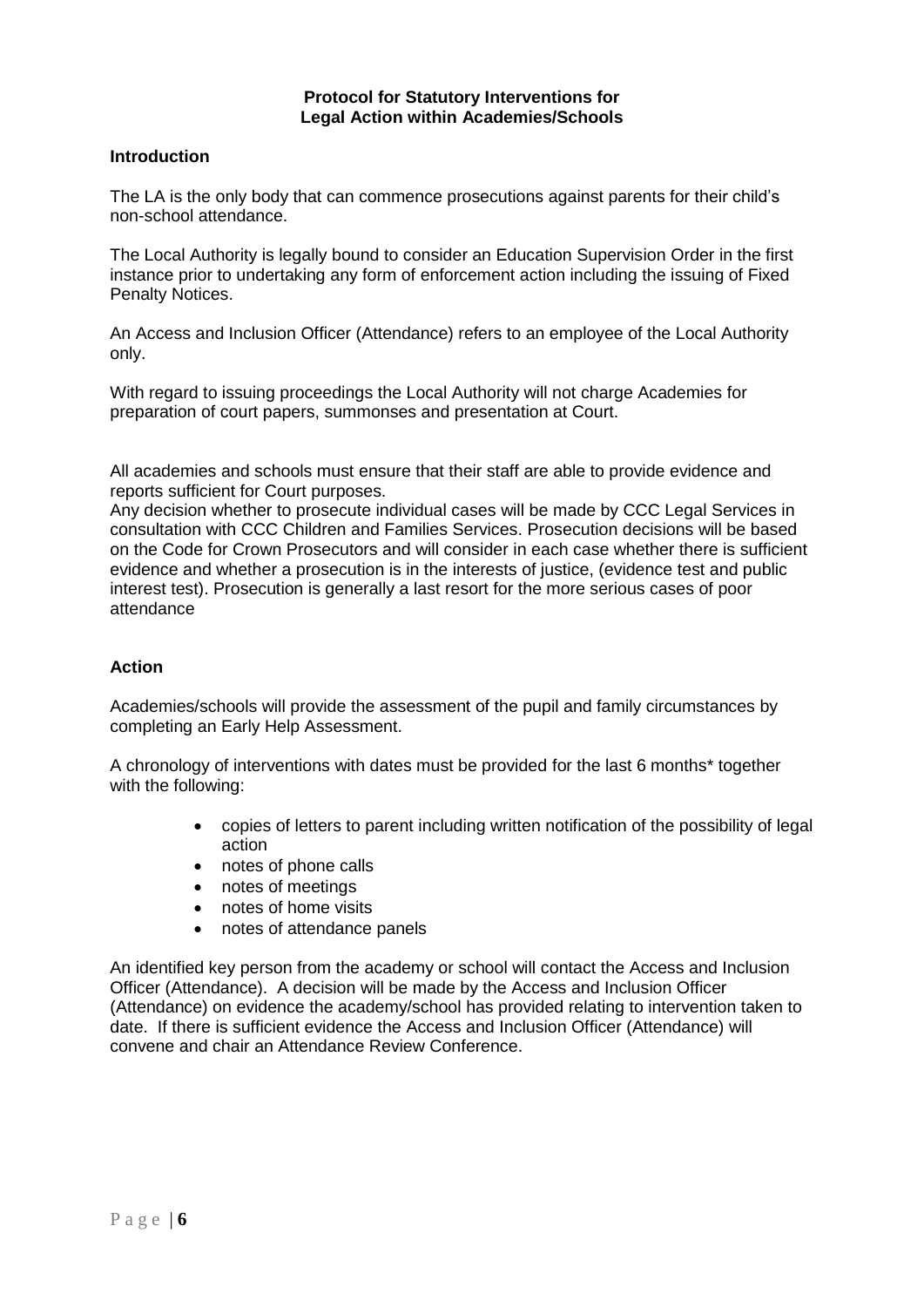**Protocol for Statutory Interventions for Legal Action within Academies/Schools**

## Introduction

The LA is the only body that can commence prosecutions against parents for their child's non-school attendance.

The Local Authority is legally bound to consider an Education Supervision Order in the first instance prior to undertaking any form of enforcement action including the issuing of Fixed Penalty Notices.

An Access and Inclusion Officer (Attendance) refers to an employee of the Local Authority only.

With regard to issuing proceedings the Local Authority will not charge Academies for preparation of court papers, summonses and presentation at Court.

All academies and schools must ensure that their staff are able to provide evidence and reports sufficient for Court purposes.
Any decision whether to prosecute individual cases will be made by CCC Legal Services in consultation with CCC Children and Families Services. Prosecution decisions will be based on the Code for Crown Prosecutors and will consider in each case whether there is sufficient evidence and whether a prosecution is in the interests of justice, (evidence test and public interest test). Prosecution is generally a last resort for the more serious cases of poor attendance

## Action

Academies/schools will provide the assessment of the pupil and family circumstances by completing an Early Help Assessment.

A chronology of interventions with dates must be provided for the last 6 months* together with the following:

- copies of letters to parent including written notification of the possibility of legal action
- notes of phone calls
- notes of meetings
- notes of home visits
- notes of attendance panels

An identified key person from the academy or school will contact the Access and Inclusion Officer (Attendance). A decision will be made by the Access and Inclusion Officer (Attendance) on evidence the academy/school has provided relating to intervention taken to date. If there is sufficient evidence the Access and Inclusion Officer (Attendance) will convene and chair an Attendance Review Conference.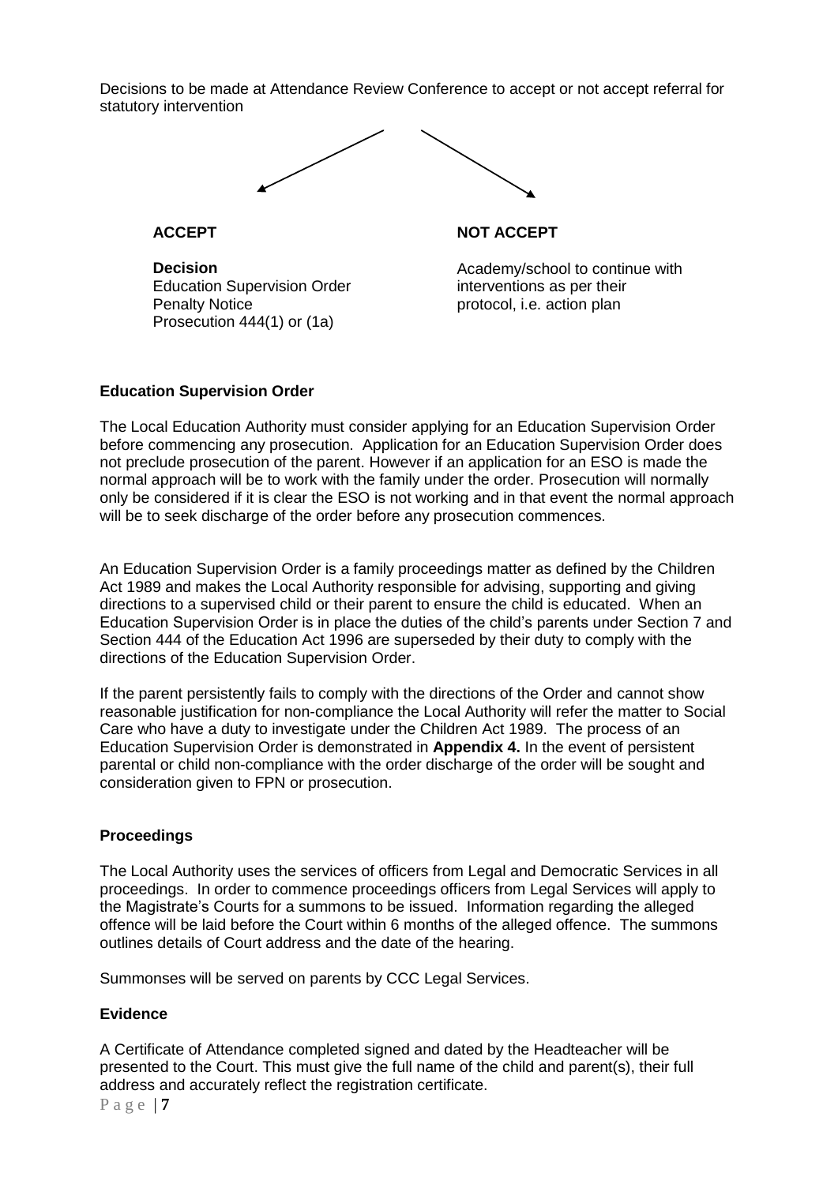Decisions to be made at Attendance Review Conference to accept or not accept referral for statutory intervention

| **ACCEPT** | **NOT ACCEPT** |
| --- | --- |
| **Decision**<br>Education Supervision Order<br>Penalty Notice<br>Prosecution 444(1) or (1a) | Academy/school to continue with interventions as per their protocol, i.e. action plan |

**Education Supervision Order**

The Local Education Authority must consider applying for an Education Supervision Order before commencing any prosecution. Application for an Education Supervision Order does not preclude prosecution of the parent. However if an application for an ESO is made the normal approach will be to work with the family under the order. Prosecution will normally only be considered if it is clear the ESO is not working and in that event the normal approach will be to seek discharge of the order before any prosecution commences.

An Education Supervision Order is a family proceedings matter as defined by the Children Act 1989 and makes the Local Authority responsible for advising, supporting and giving directions to a supervised child or their parent to ensure the child is educated. When an Education Supervision Order is in place the duties of the child's parents under Section 7 and Section 444 of the Education Act 1996 are superseded by their duty to comply with the directions of the Education Supervision Order.

If the parent persistently fails to comply with the directions of the Order and cannot show reasonable justification for non-compliance the Local Authority will refer the matter to Social Care who have a duty to investigate under the Children Act 1989. The process of an Education Supervision Order is demonstrated in **Appendix 4.** In the event of persistent parental or child non-compliance with the order discharge of the order will be sought and consideration given to FPN or prosecution.

**Proceedings**

The Local Authority uses the services of officers from Legal and Democratic Services in all proceedings. In order to commence proceedings officers from Legal Services will apply to the Magistrate's Courts for a summons to be issued. Information regarding the alleged offence will be laid before the Court within 6 months of the alleged offence. The summons outlines details of Court address and the date of the hearing.

Summonses will be served on parents by CCC Legal Services.

**Evidence**

A Certificate of Attendance completed signed and dated by the Headteacher will be presented to the Court. This must give the full name of the child and parent(s), their full address and accurately reflect the registration certificate.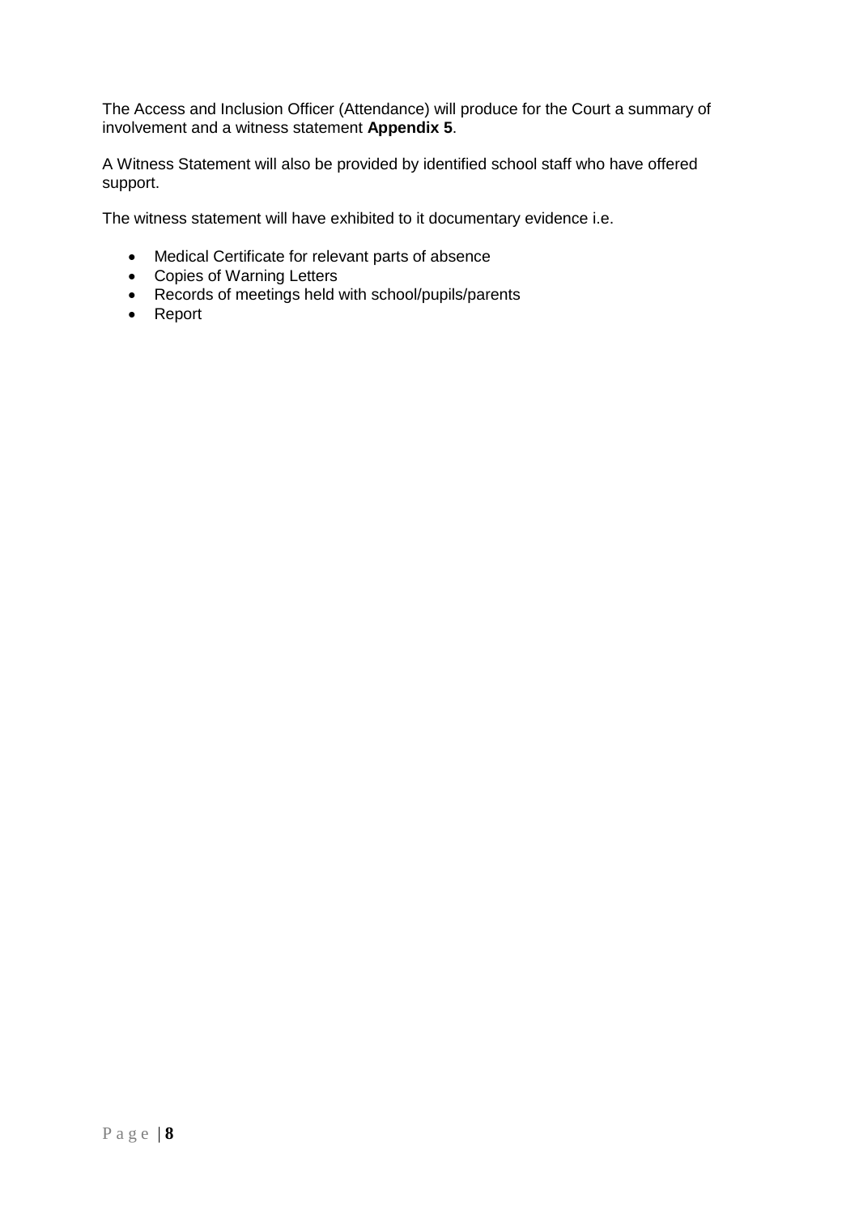The Access and Inclusion Officer (Attendance) will produce for the Court a summary of involvement and a witness statement **Appendix 5**.

A Witness Statement will also be provided by identified school staff who have offered support.

The witness statement will have exhibited to it documentary evidence i.e.

- Medical Certificate for relevant parts of absence
- Copies of Warning Letters
- Records of meetings held with school/pupils/parents
- Report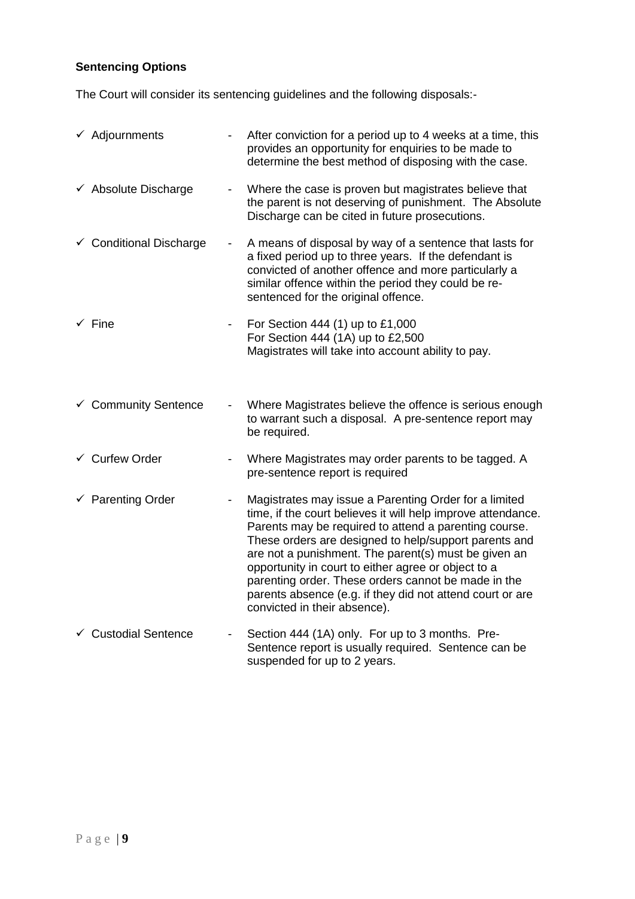**Sentencing Options**

The Court will consider its sentencing guidelines and the following disposals:-

- ✓ Adjournments - After conviction for a period up to 4 weeks at a time, this provides an opportunity for enquiries to be made to determine the best method of disposing with the case.
- ✓ Absolute Discharge - Where the case is proven but magistrates believe that the parent is not deserving of punishment. The Absolute Discharge can be cited in future prosecutions.
- ✓ Conditional Discharge - A means of disposal by way of a sentence that lasts for a fixed period up to three years. If the defendant is convicted of another offence and more particularly a similar offence within the period they could be re-sentenced for the original offence.
- ✓ Fine - For Section 444 (1) up to £1,000
  For Section 444 (1A) up to £2,500
  Magistrates will take into account ability to pay.
- ✓ Community Sentence - Where Magistrates believe the offence is serious enough to warrant such a disposal. A pre-sentence report may be required.
- ✓ Curfew Order - Where Magistrates may order parents to be tagged. A pre-sentence report is required
- ✓ Parenting Order - Magistrates may issue a Parenting Order for a limited time, if the court believes it will help improve attendance. Parents may be required to attend a parenting course. These orders are designed to help/support parents and are not a punishment. The parent(s) must be given an opportunity in court to either agree or object to a parenting order. These orders cannot be made in the parents absence (e.g. if they did not attend court or are convicted in their absence).
- ✓ Custodial Sentence - Section 444 (1A) only. For up to 3 months. Pre-Sentence report is usually required. Sentence can be suspended for up to 2 years.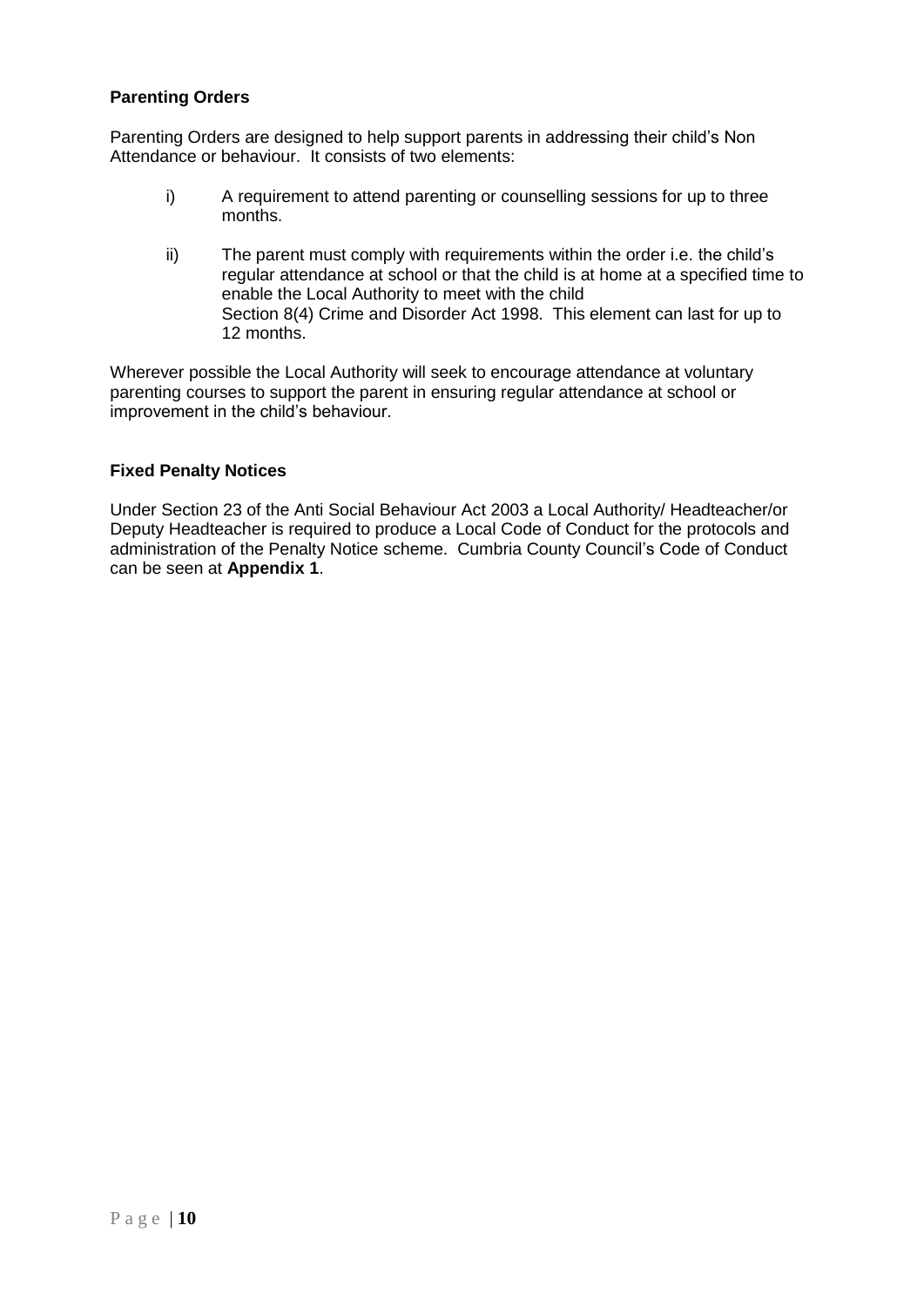**Parenting Orders**

Parenting Orders are designed to help support parents in addressing their child's Non Attendance or behaviour. It consists of two elements:

i) A requirement to attend parenting or counselling sessions for up to three months.

ii) The parent must comply with requirements within the order i.e. the child's regular attendance at school or that the child is at home at a specified time to enable the Local Authority to meet with the child Section 8(4) Crime and Disorder Act 1998. This element can last for up to 12 months.

Wherever possible the Local Authority will seek to encourage attendance at voluntary parenting courses to support the parent in ensuring regular attendance at school or improvement in the child's behaviour.

**Fixed Penalty Notices**

Under Section 23 of the Anti Social Behaviour Act 2003 a Local Authority/ Headteacher/or Deputy Headteacher is required to produce a Local Code of Conduct for the protocols and administration of the Penalty Notice scheme. Cumbria County Council's Code of Conduct can be seen at **Appendix 1**.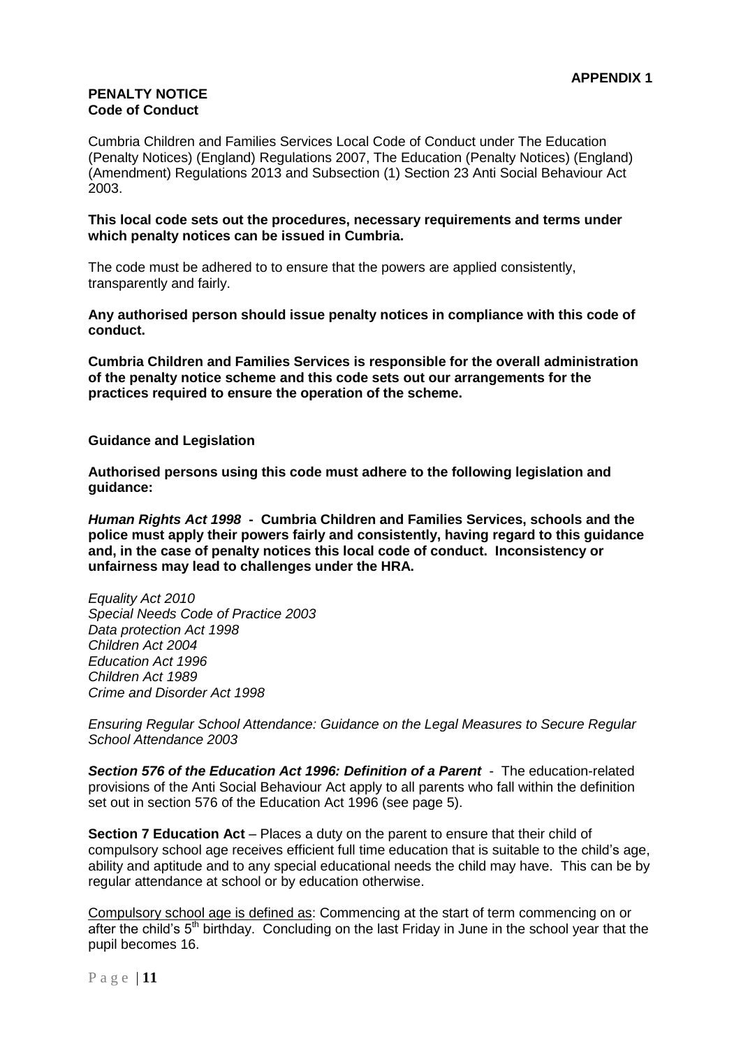**APPENDIX 1**

**PENALTY NOTICE**
**Code of Conduct**

Cumbria Children and Families Services Local Code of Conduct under The Education (Penalty Notices) (England) Regulations 2007, The Education (Penalty Notices) (England) (Amendment) Regulations 2013 and Subsection (1) Section 23 Anti Social Behaviour Act 2003.

**This local code sets out the procedures, necessary requirements and terms under which penalty notices can be issued in Cumbria.**

The code must be adhered to to ensure that the powers are applied consistently, transparently and fairly.

**Any authorised person should issue penalty notices in compliance with this code of conduct.**

**Cumbria Children and Families Services is responsible for the overall administration of the penalty notice scheme and this code sets out our arrangements for the practices required to ensure the operation of the scheme.**

**Guidance and Legislation**

**Authorised persons using this code must adhere to the following legislation and guidance:**

***Human Rights Act 1998*** **- Cumbria Children and Families Services, schools and the police must apply their powers fairly and consistently, having regard to this guidance and, in the case of penalty notices this local code of conduct. Inconsistency or unfairness may lead to challenges under the HRA.**

*Equality Act 2010*
*Special Needs Code of Practice 2003*
*Data protection Act 1998*
*Children Act 2004*
*Education Act 1996*
*Children Act 1989*
*Crime and Disorder Act 1998*

*Ensuring Regular School Attendance: Guidance on the Legal Measures to Secure Regular School Attendance 2003*

***Section 576 of the Education Act 1996: Definition of a Parent*** - The education-related provisions of the Anti Social Behaviour Act apply to all parents who fall within the definition set out in section 576 of the Education Act 1996 (see page 5).

**Section 7 Education Act** – Places a duty on the parent to ensure that their child of compulsory school age receives efficient full time education that is suitable to the child's age, ability and aptitude and to any special educational needs the child may have. This can be by regular attendance at school or by education otherwise.

<u>Compulsory school age is defined as</u>: Commencing at the start of term commencing on or after the child's 5th birthday. Concluding on the last Friday in June in the school year that the pupil becomes 16.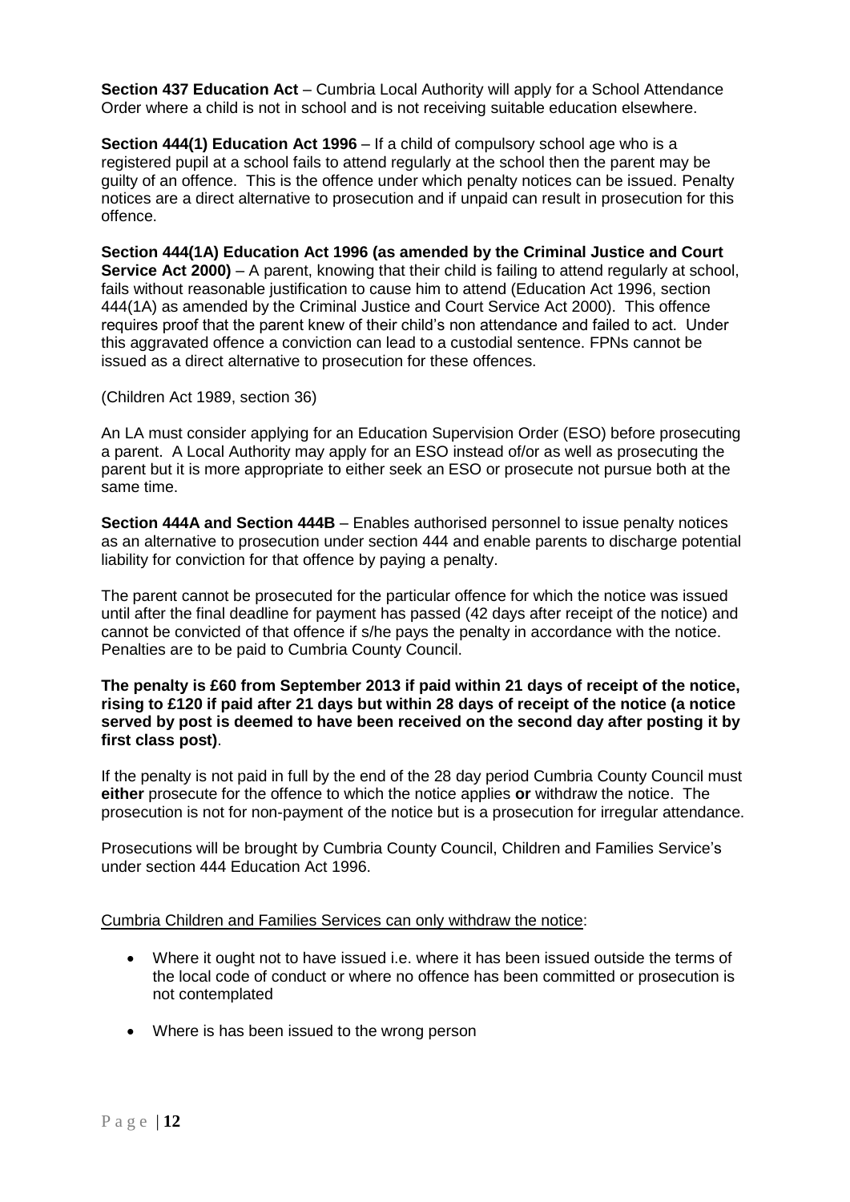**Section 437 Education Act** – Cumbria Local Authority will apply for a School Attendance Order where a child is not in school and is not receiving suitable education elsewhere.

**Section 444(1) Education Act 1996** – If a child of compulsory school age who is a registered pupil at a school fails to attend regularly at the school then the parent may be guilty of an offence. This is the offence under which penalty notices can be issued. Penalty notices are a direct alternative to prosecution and if unpaid can result in prosecution for this offence.

**Section 444(1A) Education Act 1996 (as amended by the Criminal Justice and Court Service Act 2000)** – A parent, knowing that their child is failing to attend regularly at school, fails without reasonable justification to cause him to attend (Education Act 1996, section 444(1A) as amended by the Criminal Justice and Court Service Act 2000). This offence requires proof that the parent knew of their child's non attendance and failed to act. Under this aggravated offence a conviction can lead to a custodial sentence. FPNs cannot be issued as a direct alternative to prosecution for these offences.

(Children Act 1989, section 36)

An LA must consider applying for an Education Supervision Order (ESO) before prosecuting a parent. A Local Authority may apply for an ESO instead of/or as well as prosecuting the parent but it is more appropriate to either seek an ESO or prosecute not pursue both at the same time.

**Section 444A and Section 444B** – Enables authorised personnel to issue penalty notices as an alternative to prosecution under section 444 and enable parents to discharge potential liability for conviction for that offence by paying a penalty.

The parent cannot be prosecuted for the particular offence for which the notice was issued until after the final deadline for payment has passed (42 days after receipt of the notice) and cannot be convicted of that offence if s/he pays the penalty in accordance with the notice. Penalties are to be paid to Cumbria County Council.

**The penalty is £60 from September 2013 if paid within 21 days of receipt of the notice, rising to £120 if paid after 21 days but within 28 days of receipt of the notice (a notice served by post is deemed to have been received on the second day after posting it by first class post)**.

If the penalty is not paid in full by the end of the 28 day period Cumbria County Council must **either** prosecute for the offence to which the notice applies **or** withdraw the notice. The prosecution is not for non-payment of the notice but is a prosecution for irregular attendance.

Prosecutions will be brought by Cumbria County Council, Children and Families Service's under section 444 Education Act 1996.

<u>Cumbria Children and Families Services can only withdraw the notice</u>:

- Where it ought not to have issued i.e. where it has been issued outside the terms of the local code of conduct or where no offence has been committed or prosecution is not contemplated
- Where is has been issued to the wrong person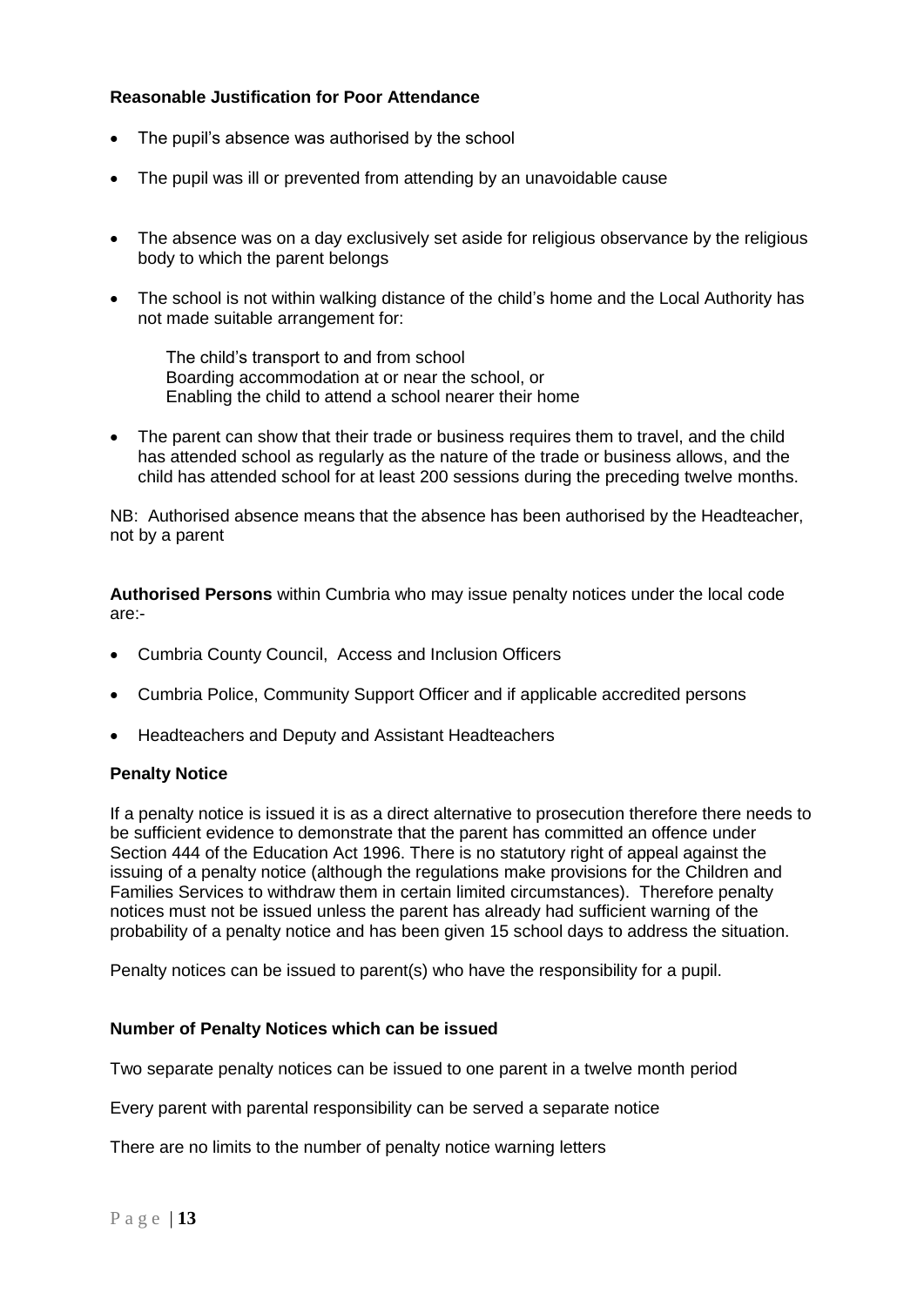**Reasonable Justification for Poor Attendance**

- The pupil's absence was authorised by the school
- The pupil was ill or prevented from attending by an unavoidable cause
- The absence was on a day exclusively set aside for religious observance by the religious body to which the parent belongs
- The school is not within walking distance of the child's home and the Local Authority has not made suitable arrangement for:

  The child's transport to and from school
  Boarding accommodation at or near the school, or
  Enabling the child to attend a school nearer their home

- The parent can show that their trade or business requires them to travel, and the child has attended school as regularly as the nature of the trade or business allows, and the child has attended school for at least 200 sessions during the preceding twelve months.

NB: Authorised absence means that the absence has been authorised by the Headteacher, not by a parent

**Authorised Persons** within Cumbria who may issue penalty notices under the local code are:-

- Cumbria County Council, Access and Inclusion Officers
- Cumbria Police, Community Support Officer and if applicable accredited persons
- Headteachers and Deputy and Assistant Headteachers

**Penalty Notice**

If a penalty notice is issued it is as a direct alternative to prosecution therefore there needs to be sufficient evidence to demonstrate that the parent has committed an offence under Section 444 of the Education Act 1996. There is no statutory right of appeal against the issuing of a penalty notice (although the regulations make provisions for the Children and Families Services to withdraw them in certain limited circumstances). Therefore penalty notices must not be issued unless the parent has already had sufficient warning of the probability of a penalty notice and has been given 15 school days to address the situation.

Penalty notices can be issued to parent(s) who have the responsibility for a pupil.

**Number of Penalty Notices which can be issued**

Two separate penalty notices can be issued to one parent in a twelve month period

Every parent with parental responsibility can be served a separate notice

There are no limits to the number of penalty notice warning letters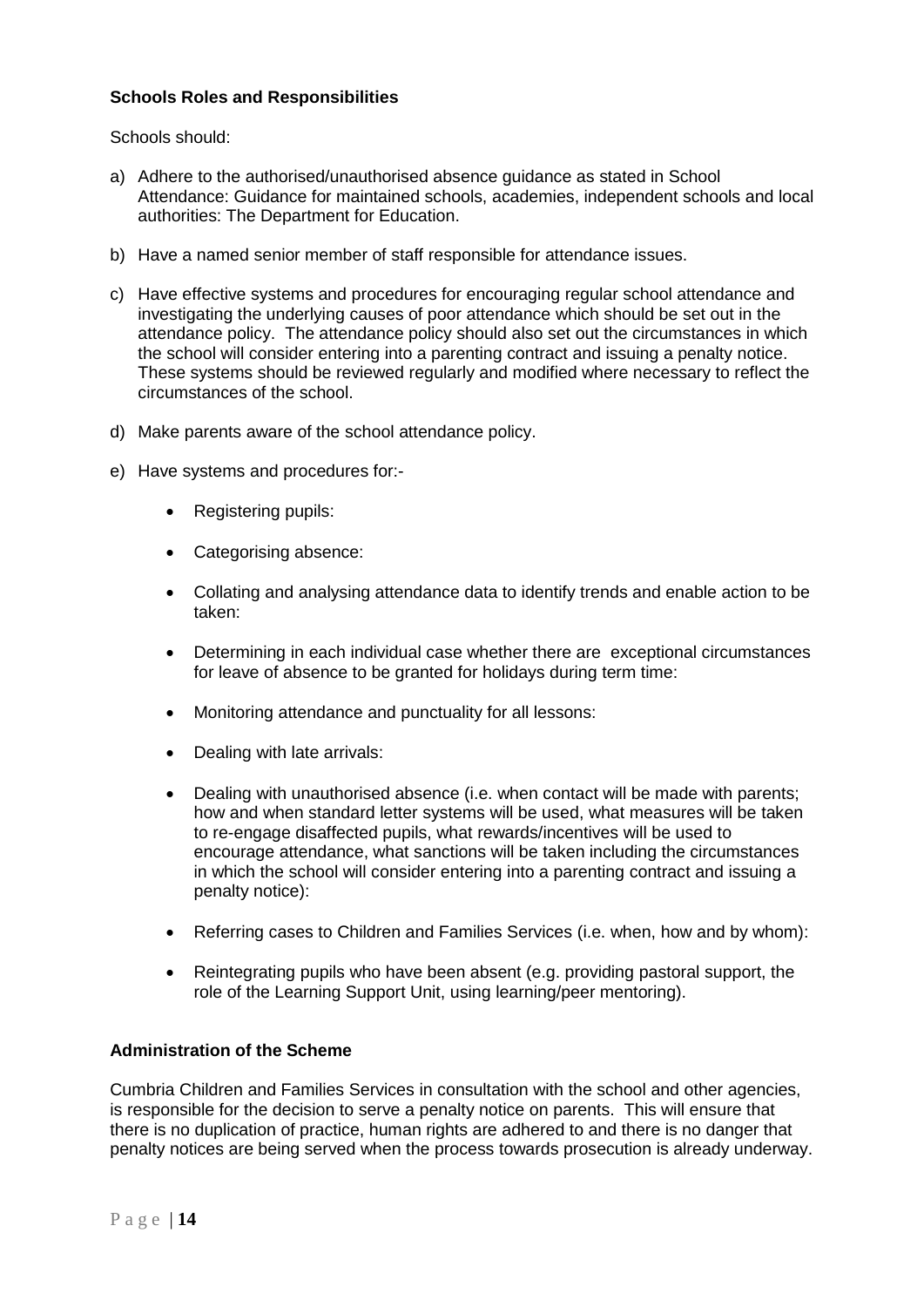**Schools Roles and Responsibilities**

Schools should:

a) Adhere to the authorised/unauthorised absence guidance as stated in School Attendance: Guidance for maintained schools, academies, independent schools and local authorities: The Department for Education.

b) Have a named senior member of staff responsible for attendance issues.

c) Have effective systems and procedures for encouraging regular school attendance and investigating the underlying causes of poor attendance which should be set out in the attendance policy. The attendance policy should also set out the circumstances in which the school will consider entering into a parenting contract and issuing a penalty notice. These systems should be reviewed regularly and modified where necessary to reflect the circumstances of the school.

d) Make parents aware of the school attendance policy.

e) Have systems and procedures for:-

- Registering pupils:
- Categorising absence:
- Collating and analysing attendance data to identify trends and enable action to be taken:
- Determining in each individual case whether there are exceptional circumstances for leave of absence to be granted for holidays during term time:
- Monitoring attendance and punctuality for all lessons:
- Dealing with late arrivals:
- Dealing with unauthorised absence (i.e. when contact will be made with parents; how and when standard letter systems will be used, what measures will be taken to re-engage disaffected pupils, what rewards/incentives will be used to encourage attendance, what sanctions will be taken including the circumstances in which the school will consider entering into a parenting contract and issuing a penalty notice):
- Referring cases to Children and Families Services (i.e. when, how and by whom):
- Reintegrating pupils who have been absent (e.g. providing pastoral support, the role of the Learning Support Unit, using learning/peer mentoring).

**Administration of the Scheme**

Cumbria Children and Families Services in consultation with the school and other agencies, is responsible for the decision to serve a penalty notice on parents. This will ensure that there is no duplication of practice, human rights are adhered to and there is no danger that penalty notices are being served when the process towards prosecution is already underway.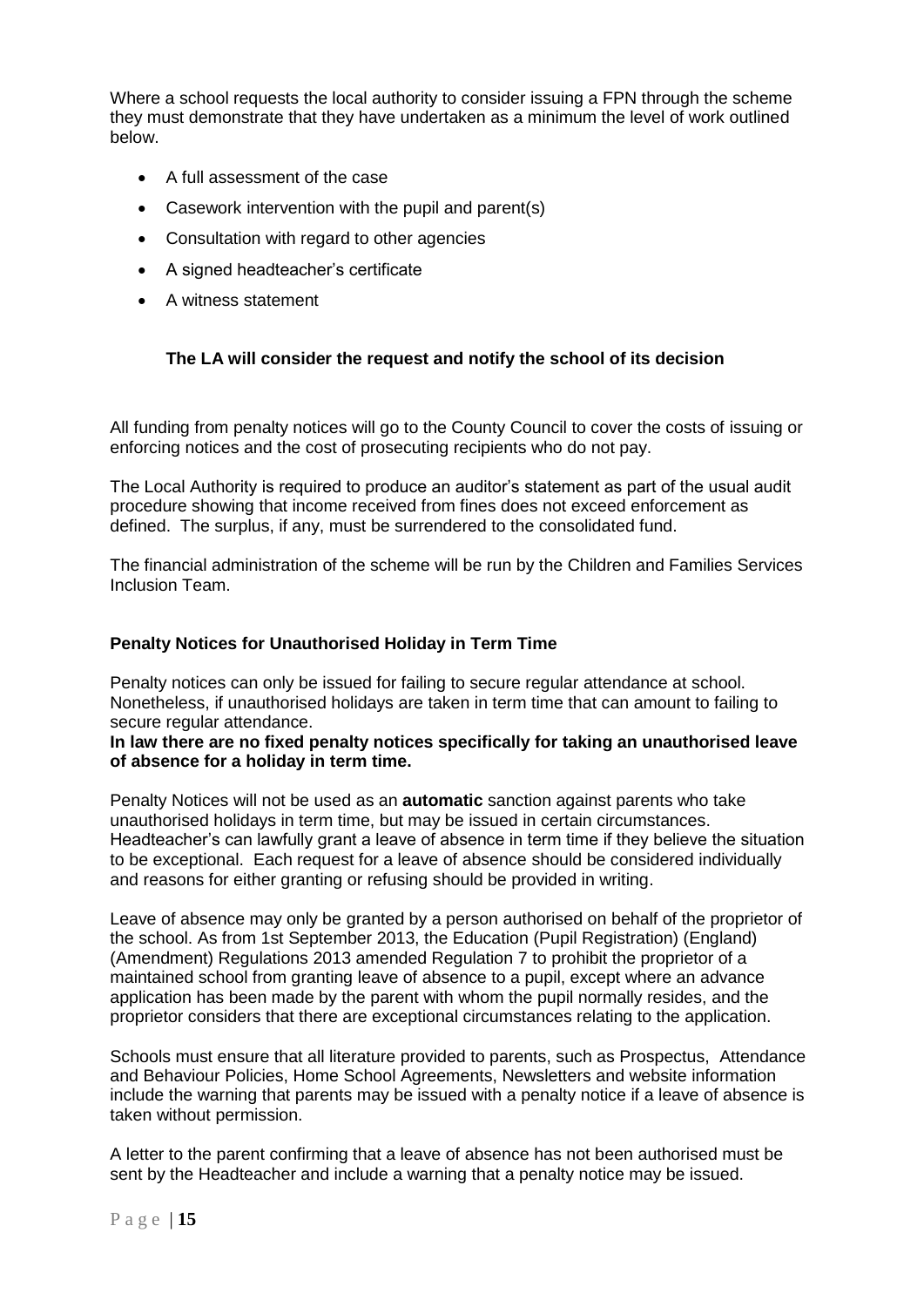Where a school requests the local authority to consider issuing a FPN through the scheme they must demonstrate that they have undertaken as a minimum the level of work outlined below.

- A full assessment of the case
- Casework intervention with the pupil and parent(s)
- Consultation with regard to other agencies
- A signed headteacher's certificate
- A witness statement

**The LA will consider the request and notify the school of its decision**

All funding from penalty notices will go to the County Council to cover the costs of issuing or enforcing notices and the cost of prosecuting recipients who do not pay.

The Local Authority is required to produce an auditor's statement as part of the usual audit procedure showing that income received from fines does not exceed enforcement as defined. The surplus, if any, must be surrendered to the consolidated fund.

The financial administration of the scheme will be run by the Children and Families Services Inclusion Team.

**Penalty Notices for Unauthorised Holiday in Term Time**

Penalty notices can only be issued for failing to secure regular attendance at school. Nonetheless, if unauthorised holidays are taken in term time that can amount to failing to secure regular attendance.

**In law there are no fixed penalty notices specifically for taking an unauthorised leave of absence for a holiday in term time.**

Penalty Notices will not be used as an **automatic** sanction against parents who take unauthorised holidays in term time, but may be issued in certain circumstances. Headteacher's can lawfully grant a leave of absence in term time if they believe the situation to be exceptional. Each request for a leave of absence should be considered individually and reasons for either granting or refusing should be provided in writing.

Leave of absence may only be granted by a person authorised on behalf of the proprietor of the school. As from 1st September 2013, the Education (Pupil Registration) (England) (Amendment) Regulations 2013 amended Regulation 7 to prohibit the proprietor of a maintained school from granting leave of absence to a pupil, except where an advance application has been made by the parent with whom the pupil normally resides, and the proprietor considers that there are exceptional circumstances relating to the application.

Schools must ensure that all literature provided to parents, such as Prospectus, Attendance and Behaviour Policies, Home School Agreements, Newsletters and website information include the warning that parents may be issued with a penalty notice if a leave of absence is taken without permission.

A letter to the parent confirming that a leave of absence has not been authorised must be sent by the Headteacher and include a warning that a penalty notice may be issued.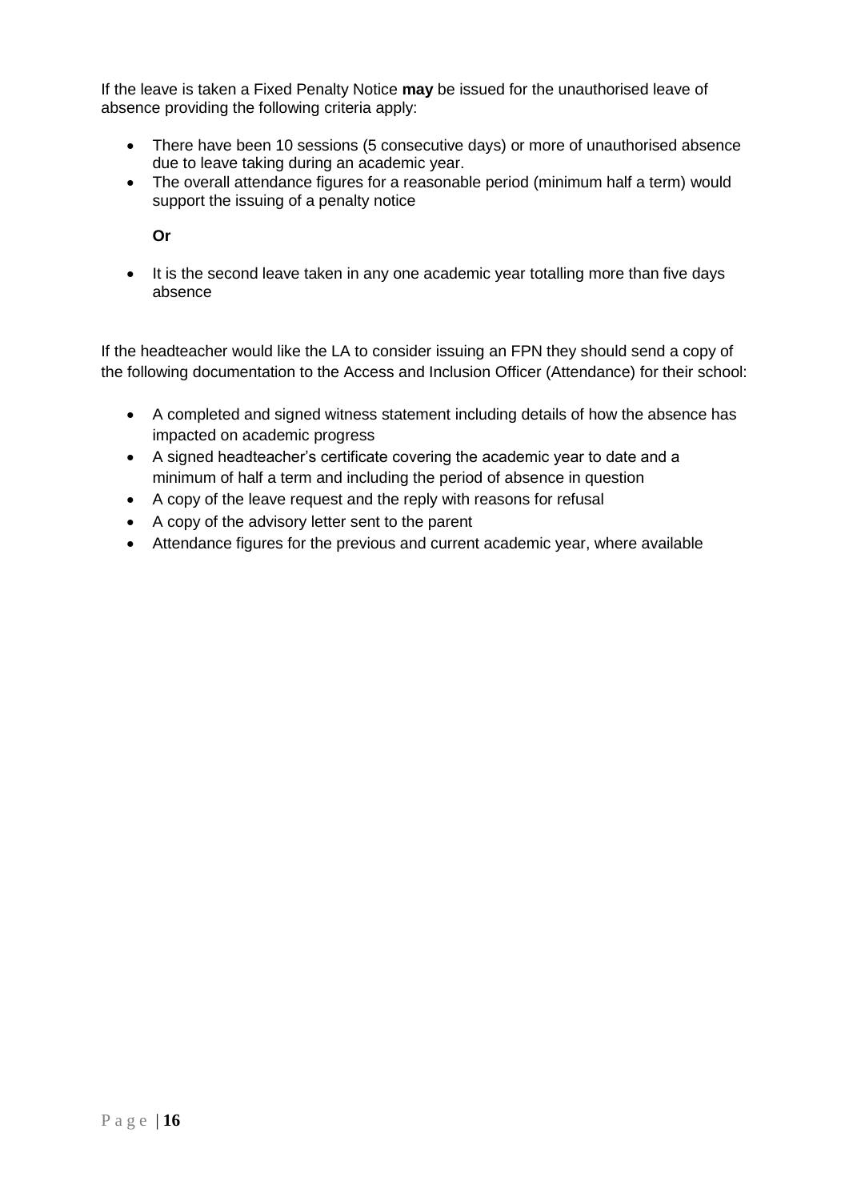If the leave is taken a Fixed Penalty Notice **may** be issued for the unauthorised leave of absence providing the following criteria apply:

- There have been 10 sessions (5 consecutive days) or more of unauthorised absence due to leave taking during an academic year.
- The overall attendance figures for a reasonable period (minimum half a term) would support the issuing of a penalty notice

  **Or**

- It is the second leave taken in any one academic year totalling more than five days absence

If the headteacher would like the LA to consider issuing an FPN they should send a copy of the following documentation to the Access and Inclusion Officer (Attendance) for their school:

- A completed and signed witness statement including details of how the absence has impacted on academic progress
- A signed headteacher's certificate covering the academic year to date and a minimum of half a term and including the period of absence in question
- A copy of the leave request and the reply with reasons for refusal
- A copy of the advisory letter sent to the parent
- Attendance figures for the previous and current academic year, where available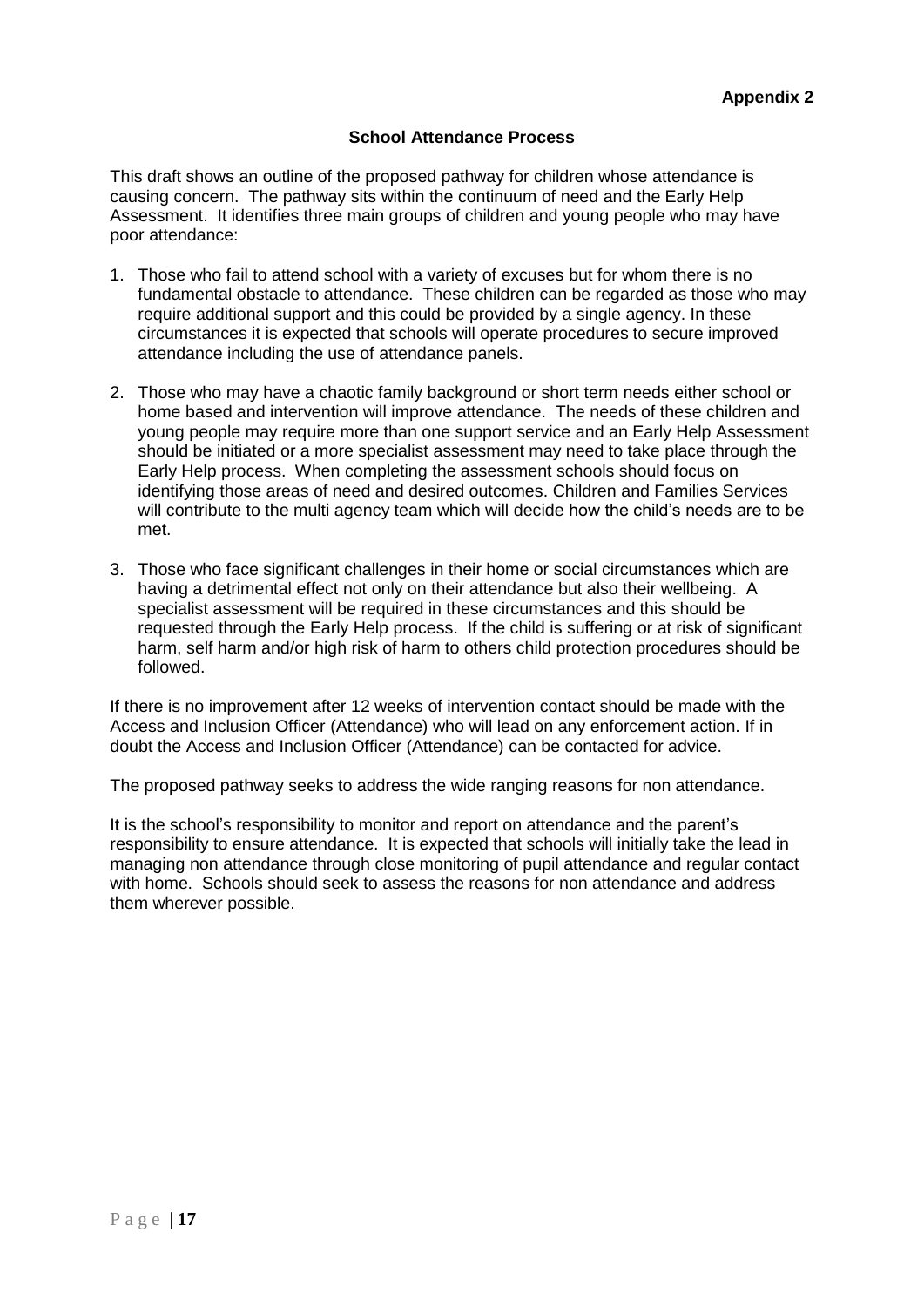**Appendix 2**

## School Attendance Process

This draft shows an outline of the proposed pathway for children whose attendance is causing concern. The pathway sits within the continuum of need and the Early Help Assessment. It identifies three main groups of children and young people who may have poor attendance:

1. Those who fail to attend school with a variety of excuses but for whom there is no fundamental obstacle to attendance. These children can be regarded as those who may require additional support and this could be provided by a single agency. In these circumstances it is expected that schools will operate procedures to secure improved attendance including the use of attendance panels.

2. Those who may have a chaotic family background or short term needs either school or home based and intervention will improve attendance. The needs of these children and young people may require more than one support service and an Early Help Assessment should be initiated or a more specialist assessment may need to take place through the Early Help process. When completing the assessment schools should focus on identifying those areas of need and desired outcomes. Children and Families Services will contribute to the multi agency team which will decide how the child's needs are to be met.

3. Those who face significant challenges in their home or social circumstances which are having a detrimental effect not only on their attendance but also their wellbeing. A specialist assessment will be required in these circumstances and this should be requested through the Early Help process. If the child is suffering or at risk of significant harm, self harm and/or high risk of harm to others child protection procedures should be followed.

If there is no improvement after 12 weeks of intervention contact should be made with the Access and Inclusion Officer (Attendance) who will lead on any enforcement action. If in doubt the Access and Inclusion Officer (Attendance) can be contacted for advice.

The proposed pathway seeks to address the wide ranging reasons for non attendance.

It is the school's responsibility to monitor and report on attendance and the parent's responsibility to ensure attendance. It is expected that schools will initially take the lead in managing non attendance through close monitoring of pupil attendance and regular contact with home. Schools should seek to assess the reasons for non attendance and address them wherever possible.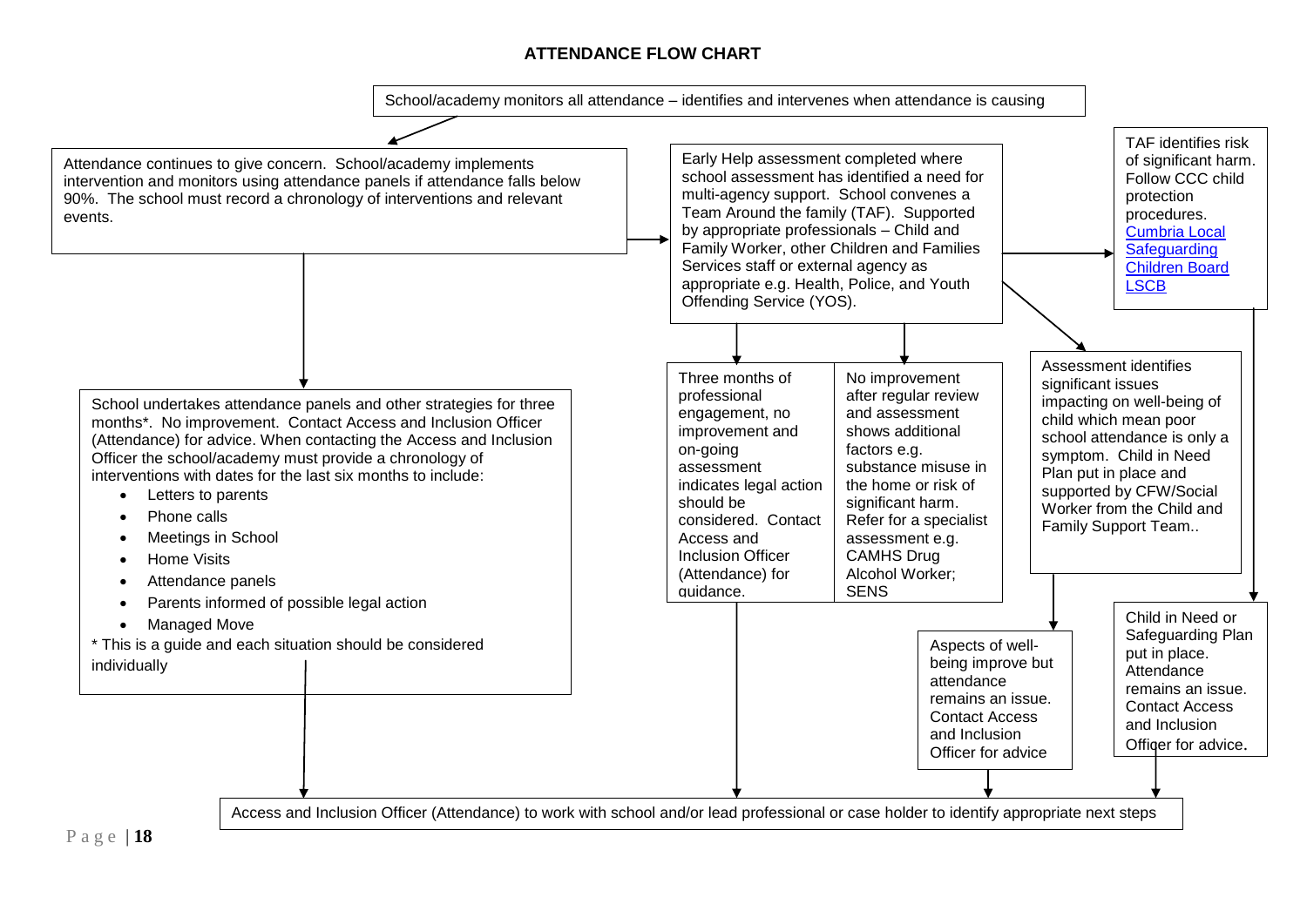# ATTENDANCE FLOW CHART

School/academy monitors all attendance – identifies and intervenes when attendance is causing

Attendance continues to give concern. School/academy implements intervention and monitors using attendance panels if attendance falls below 90%. The school must record a chronology of interventions and relevant events.

School undertakes attendance panels and other strategies for three months*. No improvement. Contact Access and Inclusion Officer (Attendance) for advice. When contacting the Access and Inclusion Officer the school/academy must provide a chronology of interventions with dates for the last six months to include:

- Letters to parents
- Phone calls
- Meetings in School
- Home Visits
- Attendance panels
- Parents informed of possible legal action
- Managed Move

* This is a guide and each situation should be considered individually

Early Help assessment completed where school assessment has identified a need for multi-agency support. School convenes a Team Around the family (TAF). Supported by appropriate professionals – Child and Family Worker, other Children and Families Services staff or external agency as appropriate e.g. Health, Police, and Youth Offending Service (YOS).

Three months of professional engagement, no improvement and on-going assessment indicates legal action should be considered. Contact Access and Inclusion Officer (Attendance) for guidance.

No improvement after regular review and assessment shows additional factors e.g. substance misuse in the home or risk of significant harm. Refer for a specialist assessment e.g. CAMHS Drug Alcohol Worker; SENS

TAF identifies risk of significant harm. Follow CCC child protection procedures. [Cumbria Local Safeguarding Children Board LSCB]

Assessment identifies significant issues impacting on well-being of child which mean poor school attendance is only a symptom. Child in Need Plan put in place and supported by CFW/Social Worker from the Child and Family Support Team..

Aspects of well-being improve but attendance remains an issue. Contact Access and Inclusion Officer for advice

Child in Need or Safeguarding Plan put in place. Attendance remains an issue. Contact Access and Inclusion Officer for advice.

Access and Inclusion Officer (Attendance) to work with school and/or lead professional or case holder to identify appropriate next steps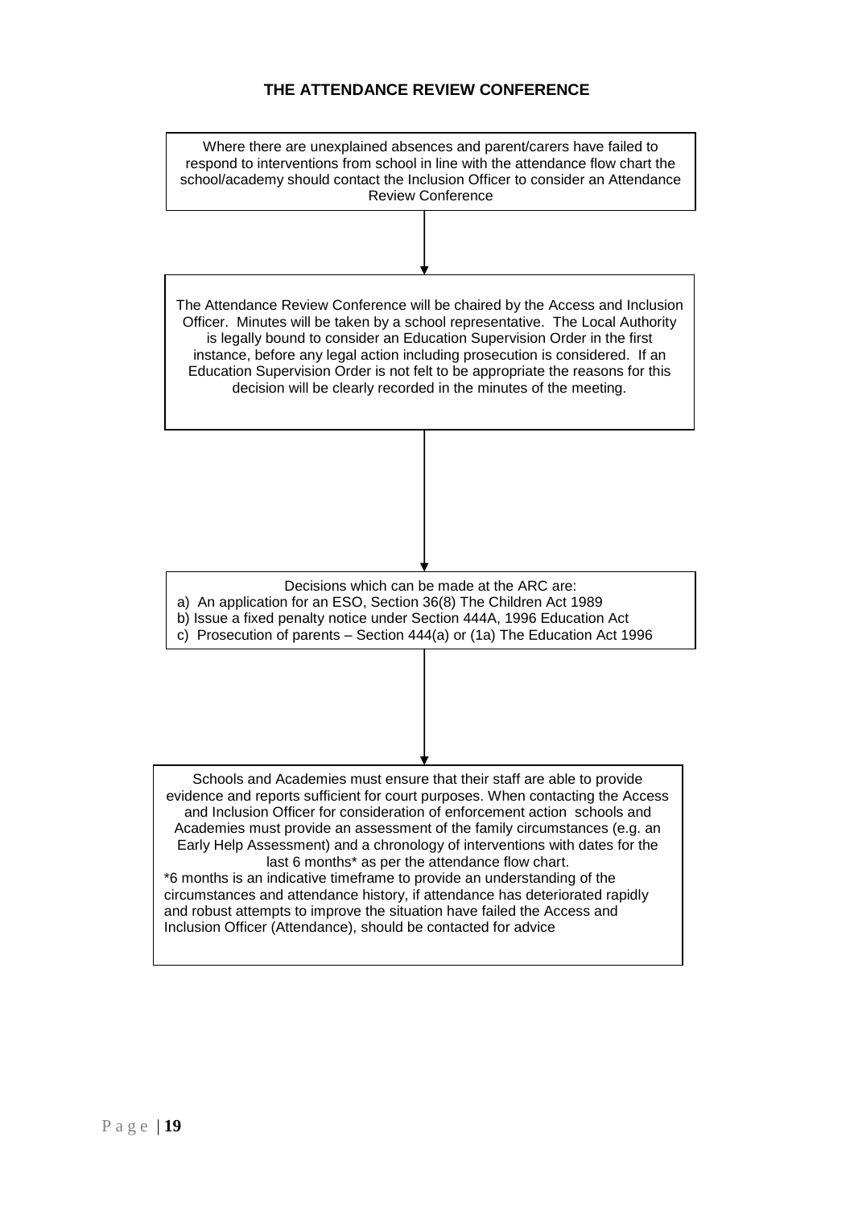## THE ATTENDANCE REVIEW CONFERENCE

Where there are unexplained absences and parent/carers have failed to respond to interventions from school in line with the attendance flow chart the school/academy should contact the Inclusion Officer to consider an Attendance Review Conference

↓

The Attendance Review Conference will be chaired by the Access and Inclusion Officer. Minutes will be taken by a school representative. The Local Authority is legally bound to consider an Education Supervision Order in the first instance, before any legal action including prosecution is considered. If an Education Supervision Order is not felt to be appropriate the reasons for this decision will be clearly recorded in the minutes of the meeting.

↓

Decisions which can be made at the ARC are:

a) An application for an ESO, Section 36(8) The Children Act 1989
b) Issue a fixed penalty notice under Section 444A, 1996 Education Act
c) Prosecution of parents – Section 444(a) or (1a) The Education Act 1996

↓

Schools and Academies must ensure that their staff are able to provide evidence and reports sufficient for court purposes. When contacting the Access and Inclusion Officer for consideration of enforcement action schools and Academies must provide an assessment of the family circumstances (e.g. an Early Help Assessment) and a chronology of interventions with dates for the last 6 months* as per the attendance flow chart.

*6 months is an indicative timeframe to provide an understanding of the circumstances and attendance history, if attendance has deteriorated rapidly and robust attempts to improve the situation have failed the Access and Inclusion Officer (Attendance), should be contacted for advice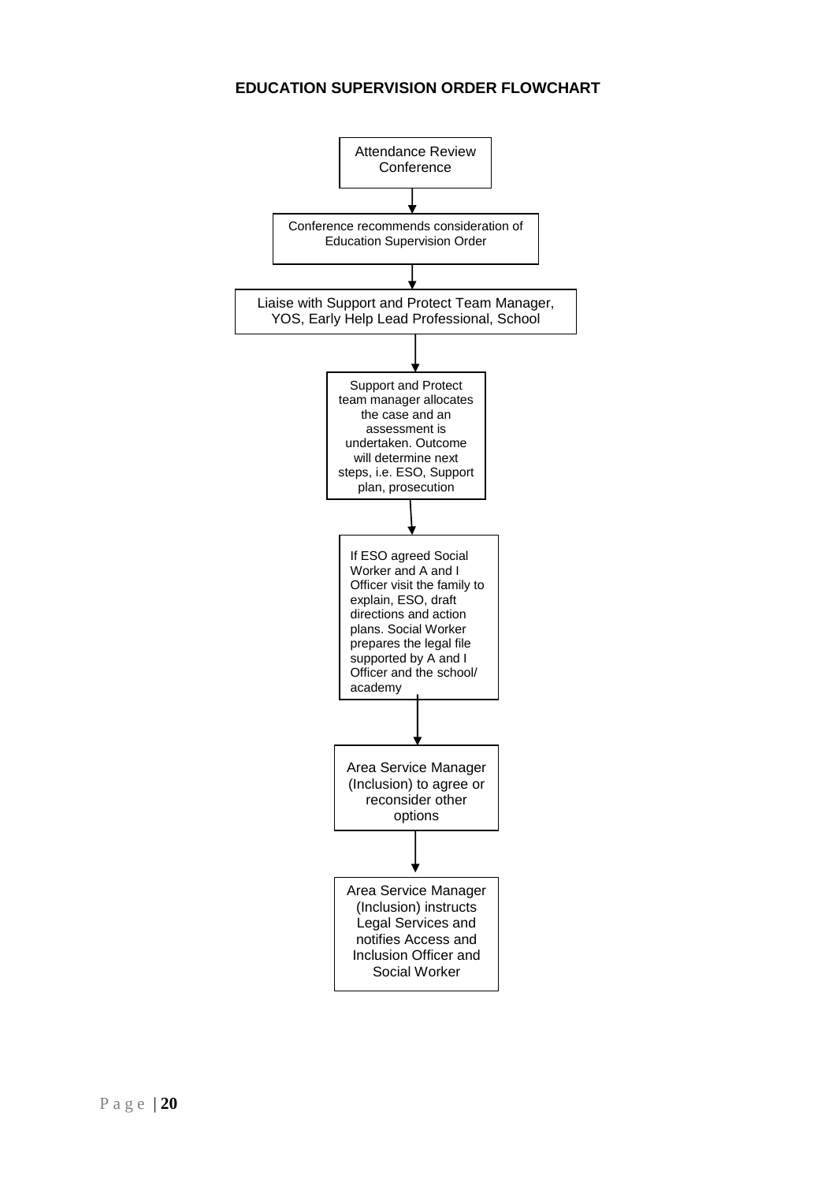**EDUCATION SUPERVISION ORDER FLOWCHART**

Attendance Review Conference

↓

Conference recommends consideration of Education Supervision Order

↓

Liaise with Support and Protect Team Manager, YOS, Early Help Lead Professional, School

↓

Support and Protect team manager allocates the case and an assessment is undertaken. Outcome will determine next steps, i.e. ESO, Support plan, prosecution

↓

If ESO agreed Social Worker and A and I Officer visit the family to explain, ESO, draft directions and action plans. Social Worker prepares the legal file supported by A and I Officer and the school/ academy

↓

Area Service Manager (Inclusion) to agree or reconsider other options

↓

Area Service Manager (Inclusion) instructs Legal Services and notifies Access and Inclusion Officer and Social Worker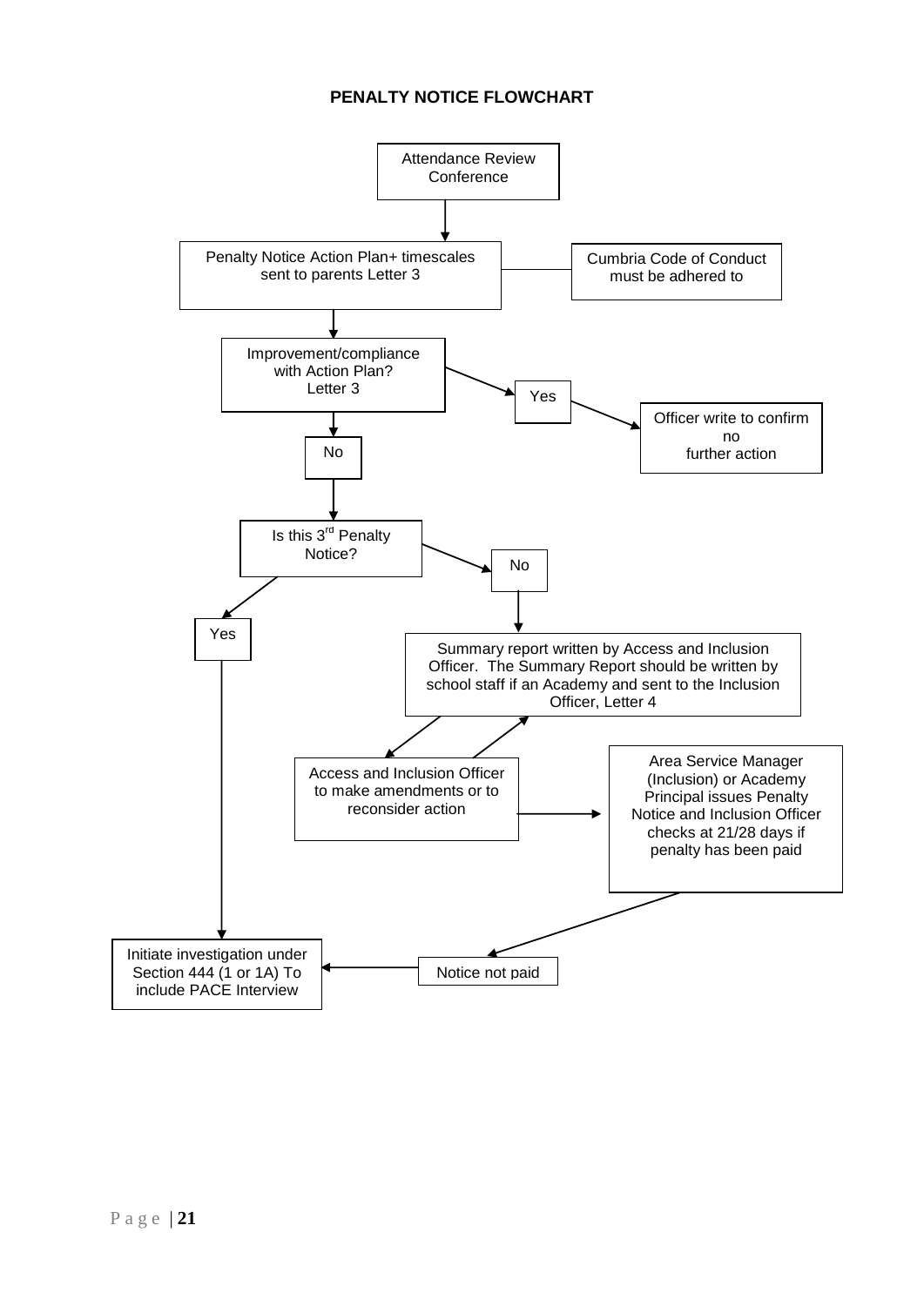**PENALTY NOTICE FLOWCHART**

Attendance Review Conference

Penalty Notice Action Plan+ timescales sent to parents Letter 3

Cumbria Code of Conduct must be adhered to

Improvement/compliance with Action Plan? Letter 3

Yes

Officer write to confirm no further action

No

Is this 3rd Penalty Notice?

No

Yes

Summary report written by Access and Inclusion Officer. The Summary Report should be written by school staff if an Academy and sent to the Inclusion Officer, Letter 4

Access and Inclusion Officer to make amendments or to reconsider action

Area Service Manager (Inclusion) or Academy Principal issues Penalty Notice and Inclusion Officer checks at 21/28 days if penalty has been paid

Initiate investigation under Section 444 (1 or 1A) To include PACE Interview

Notice not paid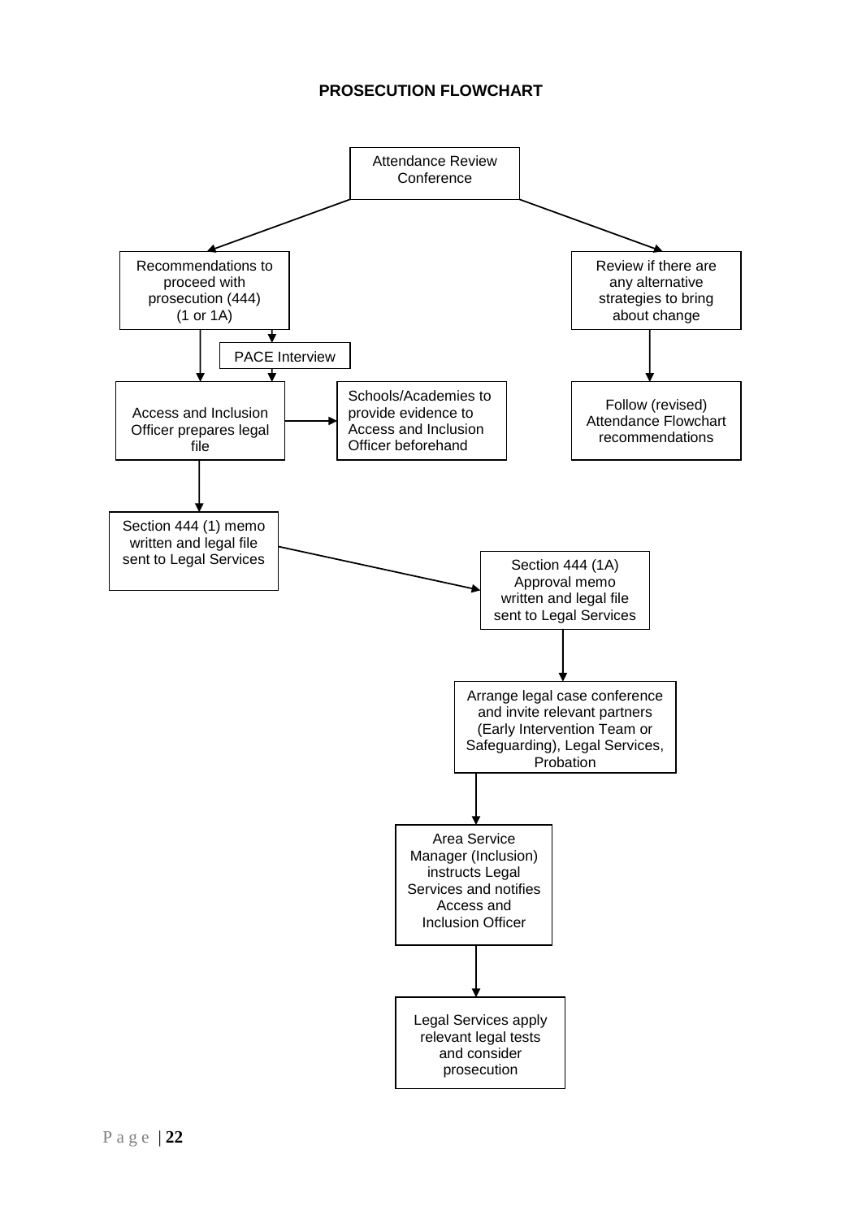# PROSECUTION FLOWCHART

Attendance Review Conference

Recommendations to proceed with prosecution (444) (1 or 1A)

PACE Interview

Access and Inclusion Officer prepares legal file

Schools/Academies to provide evidence to Access and Inclusion Officer beforehand

Section 444 (1) memo written and legal file sent to Legal Services

Section 444 (1A) Approval memo written and legal file sent to Legal Services

Arrange legal case conference and invite relevant partners (Early Intervention Team or Safeguarding), Legal Services, Probation

Area Service Manager (Inclusion) instructs Legal Services and notifies Access and Inclusion Officer

Legal Services apply relevant legal tests and consider prosecution

Review if there are any alternative strategies to bring about change

Follow (revised) Attendance Flowchart recommendations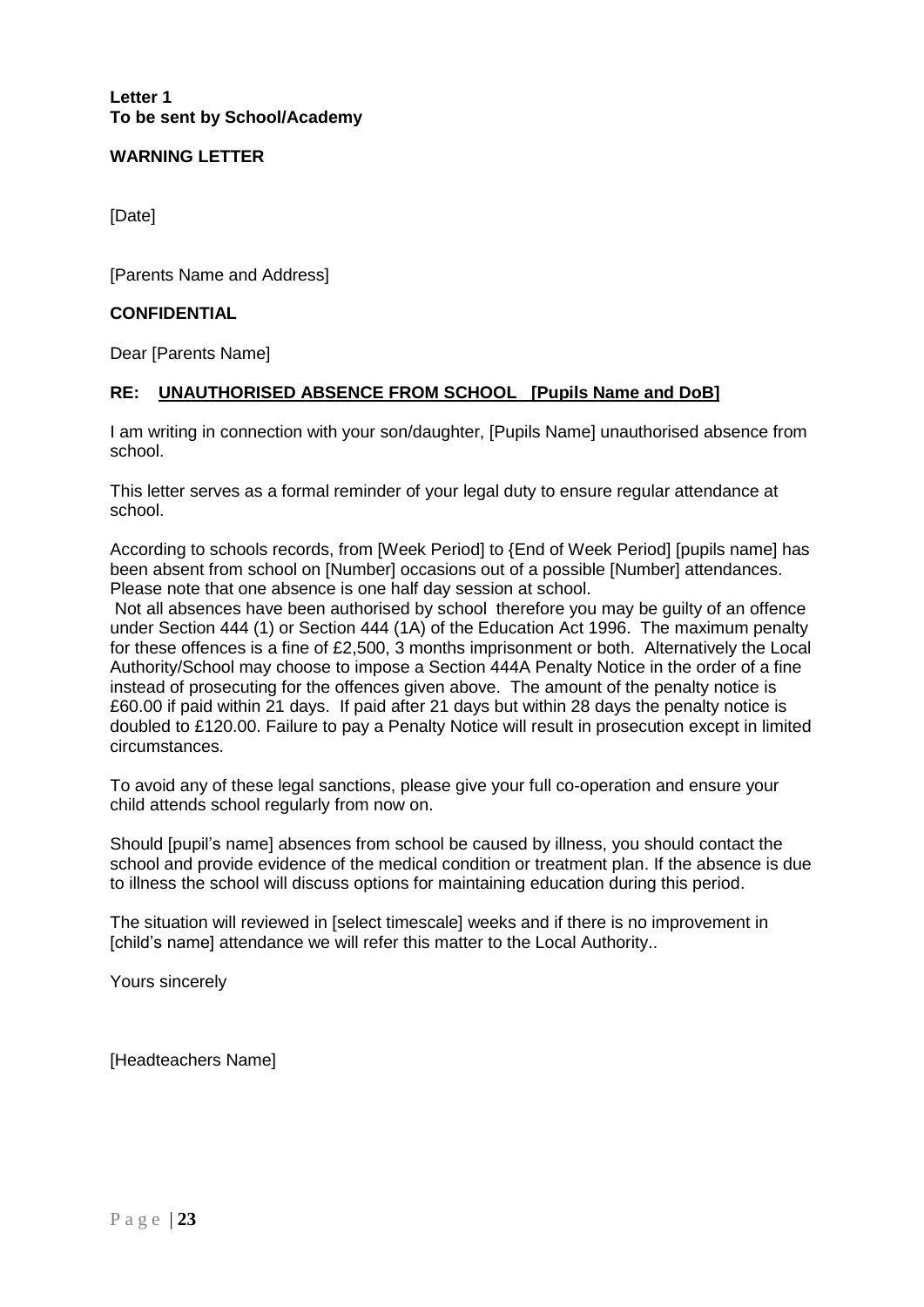**Letter 1**
**To be sent by School/Academy**

**WARNING LETTER**

[Date]

[Parents Name and Address]

**CONFIDENTIAL**

Dear [Parents Name]

**RE: UNAUTHORISED ABSENCE FROM SCHOOL [Pupils Name and DoB]**

I am writing in connection with your son/daughter, [Pupils Name] unauthorised absence from school.

This letter serves as a formal reminder of your legal duty to ensure regular attendance at school.

According to schools records, from [Week Period] to {End of Week Period] [pupils name] has been absent from school on [Number] occasions out of a possible [Number] attendances. Please note that one absence is one half day session at school.
Not all absences have been authorised by school therefore you may be guilty of an offence under Section 444 (1) or Section 444 (1A) of the Education Act 1996. The maximum penalty for these offences is a fine of £2,500, 3 months imprisonment or both. Alternatively the Local Authority/School may choose to impose a Section 444A Penalty Notice in the order of a fine instead of prosecuting for the offences given above. The amount of the penalty notice is £60.00 if paid within 21 days. If paid after 21 days but within 28 days the penalty notice is doubled to £120.00. Failure to pay a Penalty Notice will result in prosecution except in limited circumstances.

To avoid any of these legal sanctions, please give your full co-operation and ensure your child attends school regularly from now on.

Should [pupil's name] absences from school be caused by illness, you should contact the school and provide evidence of the medical condition or treatment plan. If the absence is due to illness the school will discuss options for maintaining education during this period.

The situation will reviewed in [select timescale] weeks and if there is no improvement in [child's name] attendance we will refer this matter to the Local Authority..

Yours sincerely

[Headteachers Name]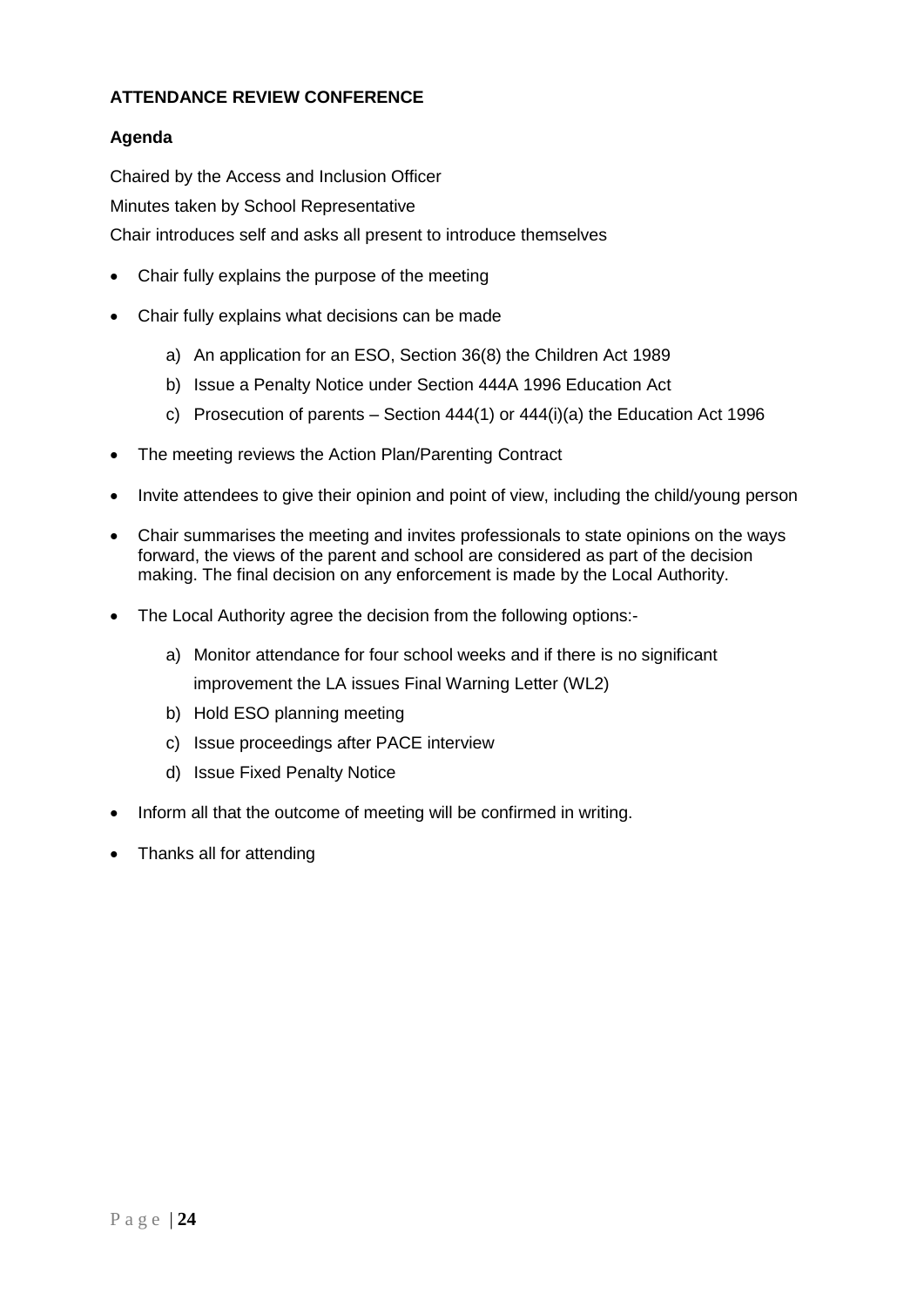**ATTENDANCE REVIEW CONFERENCE**

**Agenda**

Chaired by the Access and Inclusion Officer

Minutes taken by School Representative

Chair introduces self and asks all present to introduce themselves

- Chair fully explains the purpose of the meeting
- Chair fully explains what decisions can be made
  a) An application for an ESO, Section 36(8) the Children Act 1989
  b) Issue a Penalty Notice under Section 444A 1996 Education Act
  c) Prosecution of parents – Section 444(1) or 444(i)(a) the Education Act 1996
- The meeting reviews the Action Plan/Parenting Contract
- Invite attendees to give their opinion and point of view, including the child/young person
- Chair summarises the meeting and invites professionals to state opinions on the ways forward, the views of the parent and school are considered as part of the decision making. The final decision on any enforcement is made by the Local Authority.
- The Local Authority agree the decision from the following options:-
  a) Monitor attendance for four school weeks and if there is no significant improvement the LA issues Final Warning Letter (WL2)
  b) Hold ESO planning meeting
  c) Issue proceedings after PACE interview
  d) Issue Fixed Penalty Notice
- Inform all that the outcome of meeting will be confirmed in writing.
- Thanks all for attending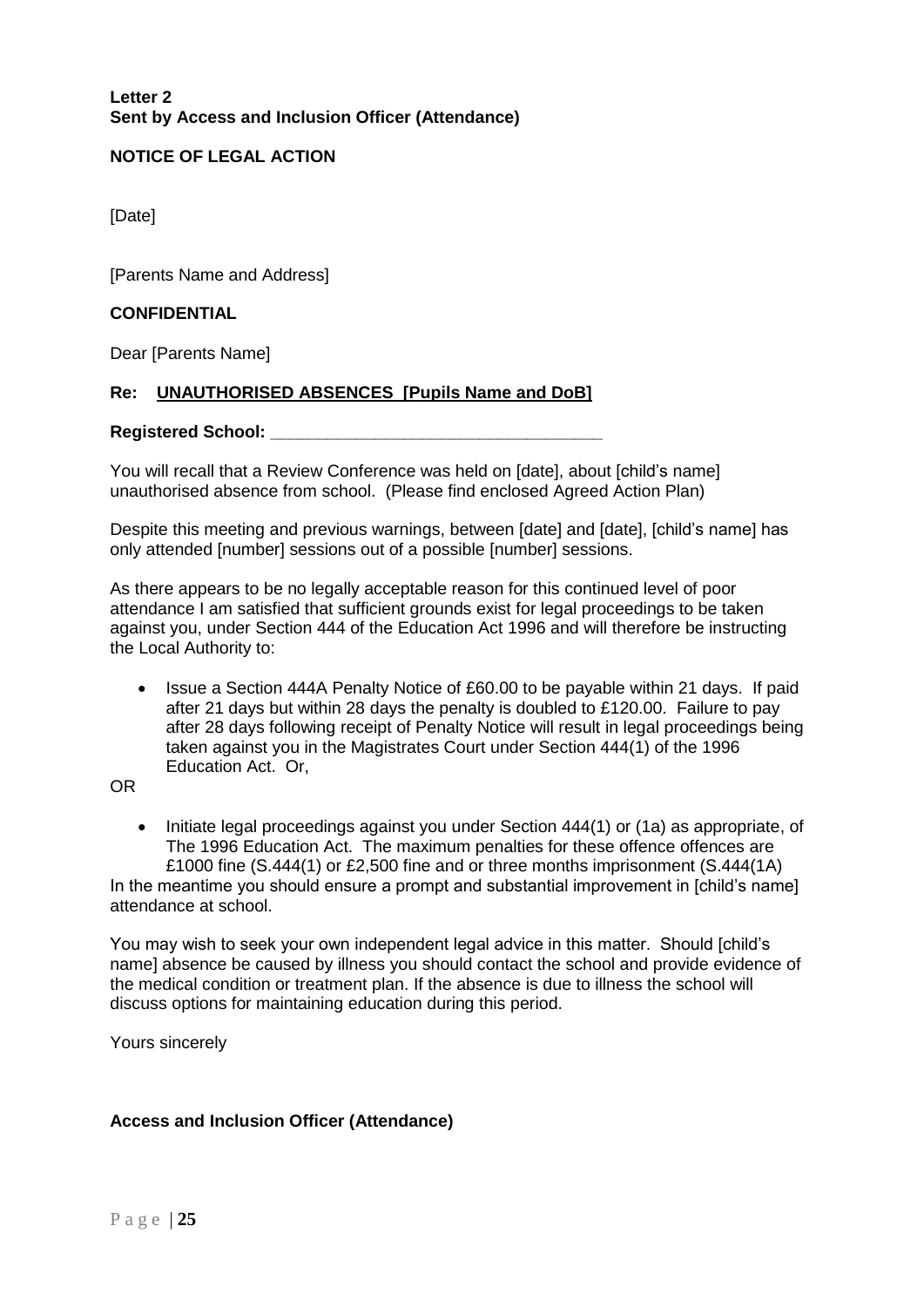**Letter 2**
**Sent by Access and Inclusion Officer (Attendance)**

**NOTICE OF LEGAL ACTION**

[Date]

[Parents Name and Address]

**CONFIDENTIAL**

Dear [Parents Name]

**Re: <u>UNAUTHORISED ABSENCES [Pupils Name and DoB]</u>**

**Registered School: \_\_\_\_\_\_\_\_\_\_\_\_\_\_\_\_\_\_\_\_\_\_\_\_\_\_\_\_\_\_\_\_\_\_\_**

You will recall that a Review Conference was held on [date], about [child's name] unauthorised absence from school. (Please find enclosed Agreed Action Plan)

Despite this meeting and previous warnings, between [date] and [date], [child's name] has only attended [number] sessions out of a possible [number] sessions.

As there appears to be no legally acceptable reason for this continued level of poor attendance I am satisfied that sufficient grounds exist for legal proceedings to be taken against you, under Section 444 of the Education Act 1996 and will therefore be instructing the Local Authority to:

- Issue a Section 444A Penalty Notice of £60.00 to be payable within 21 days. If paid after 21 days but within 28 days the penalty is doubled to £120.00. Failure to pay after 28 days following receipt of Penalty Notice will result in legal proceedings being taken against you in the Magistrates Court under Section 444(1) of the 1996 Education Act. Or,

OR

- Initiate legal proceedings against you under Section 444(1) or (1a) as appropriate, of The 1996 Education Act. The maximum penalties for these offence offences are £1000 fine (S.444(1) or £2,500 fine and or three months imprisonment (S.444(1A)

In the meantime you should ensure a prompt and substantial improvement in [child's name] attendance at school.

You may wish to seek your own independent legal advice in this matter. Should [child's name] absence be caused by illness you should contact the school and provide evidence of the medical condition or treatment plan. If the absence is due to illness the school will discuss options for maintaining education during this period.

Yours sincerely

**Access and Inclusion Officer (Attendance)**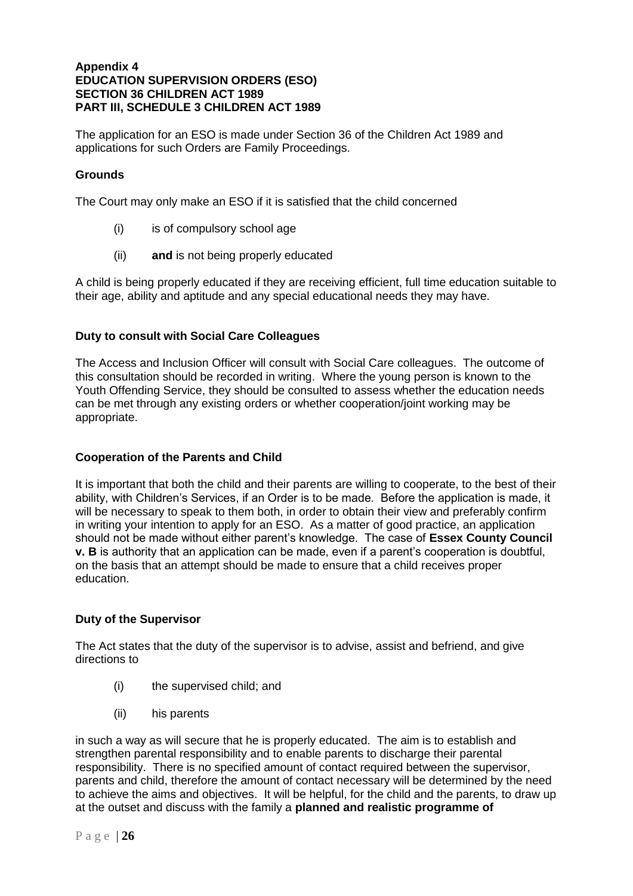**Appendix 4**
**EDUCATION SUPERVISION ORDERS (ESO)**
**SECTION 36 CHILDREN ACT 1989**
**PART III, SCHEDULE 3 CHILDREN ACT 1989**

The application for an ESO is made under Section 36 of the Children Act 1989 and applications for such Orders are Family Proceedings.

**Grounds**

The Court may only make an ESO if it is satisfied that the child concerned

(i) is of compulsory school age

(ii) **and** is not being properly educated

A child is being properly educated if they are receiving efficient, full time education suitable to their age, ability and aptitude and any special educational needs they may have.

**Duty to consult with Social Care Colleagues**

The Access and Inclusion Officer will consult with Social Care colleagues. The outcome of this consultation should be recorded in writing. Where the young person is known to the Youth Offending Service, they should be consulted to assess whether the education needs can be met through any existing orders or whether cooperation/joint working may be appropriate.

**Cooperation of the Parents and Child**

It is important that both the child and their parents are willing to cooperate, to the best of their ability, with Children's Services, if an Order is to be made. Before the application is made, it will be necessary to speak to them both, in order to obtain their view and preferably confirm in writing your intention to apply for an ESO. As a matter of good practice, an application should not be made without either parent's knowledge. The case of **Essex County Council v. B** is authority that an application can be made, even if a parent's cooperation is doubtful, on the basis that an attempt should be made to ensure that a child receives proper education.

**Duty of the Supervisor**

The Act states that the duty of the supervisor is to advise, assist and befriend, and give directions to

(i) the supervised child; and

(ii) his parents

in such a way as will secure that he is properly educated. The aim is to establish and strengthen parental responsibility and to enable parents to discharge their parental responsibility. There is no specified amount of contact required between the supervisor, parents and child, therefore the amount of contact necessary will be determined by the need to achieve the aims and objectives. It will be helpful, for the child and the parents, to draw up at the outset and discuss with the family a **planned and realistic programme of**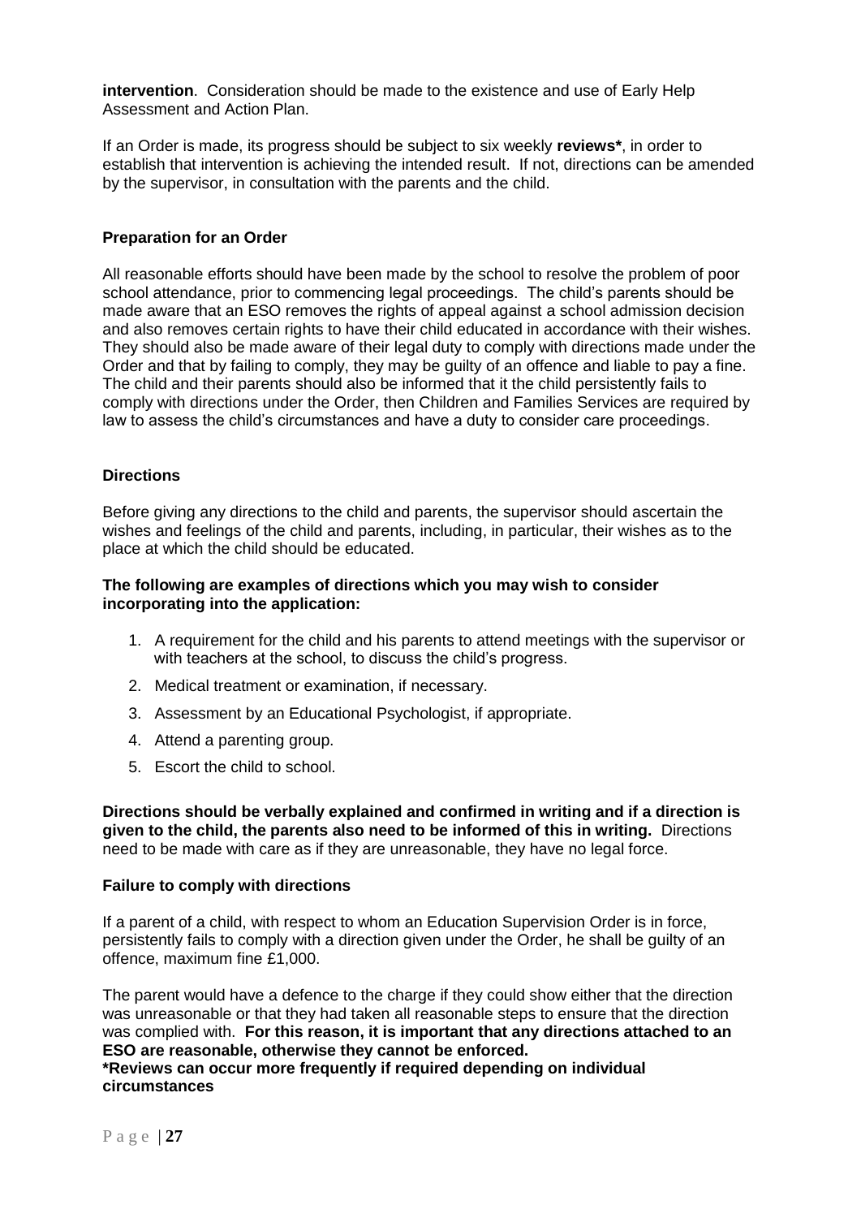**intervention**. Consideration should be made to the existence and use of Early Help Assessment and Action Plan.

If an Order is made, its progress should be subject to six weekly **reviews***, in order to establish that intervention is achieving the intended result. If not, directions can be amended by the supervisor, in consultation with the parents and the child.

### Preparation for an Order

All reasonable efforts should have been made by the school to resolve the problem of poor school attendance, prior to commencing legal proceedings. The child's parents should be made aware that an ESO removes the rights of appeal against a school admission decision and also removes certain rights to have their child educated in accordance with their wishes. They should also be made aware of their legal duty to comply with directions made under the Order and that by failing to comply, they may be guilty of an offence and liable to pay a fine. The child and their parents should also be informed that it the child persistently fails to comply with directions under the Order, then Children and Families Services are required by law to assess the child's circumstances and have a duty to consider care proceedings.

### Directions

Before giving any directions to the child and parents, the supervisor should ascertain the wishes and feelings of the child and parents, including, in particular, their wishes as to the place at which the child should be educated.

**The following are examples of directions which you may wish to consider incorporating into the application:**

1. A requirement for the child and his parents to attend meetings with the supervisor or with teachers at the school, to discuss the child's progress.
2. Medical treatment or examination, if necessary.
3. Assessment by an Educational Psychologist, if appropriate.
4. Attend a parenting group.
5. Escort the child to school.

**Directions should be verbally explained and confirmed in writing and if a direction is given to the child, the parents also need to be informed of this in writing.** Directions need to be made with care as if they are unreasonable, they have no legal force.

### Failure to comply with directions

If a parent of a child, with respect to whom an Education Supervision Order is in force, persistently fails to comply with a direction given under the Order, he shall be guilty of an offence, maximum fine £1,000.

The parent would have a defence to the charge if they could show either that the direction was unreasonable or that they had taken all reasonable steps to ensure that the direction was complied with. **For this reason, it is important that any directions attached to an ESO are reasonable, otherwise they cannot be enforced.**

***Reviews can occur more frequently if required depending on individual circumstances**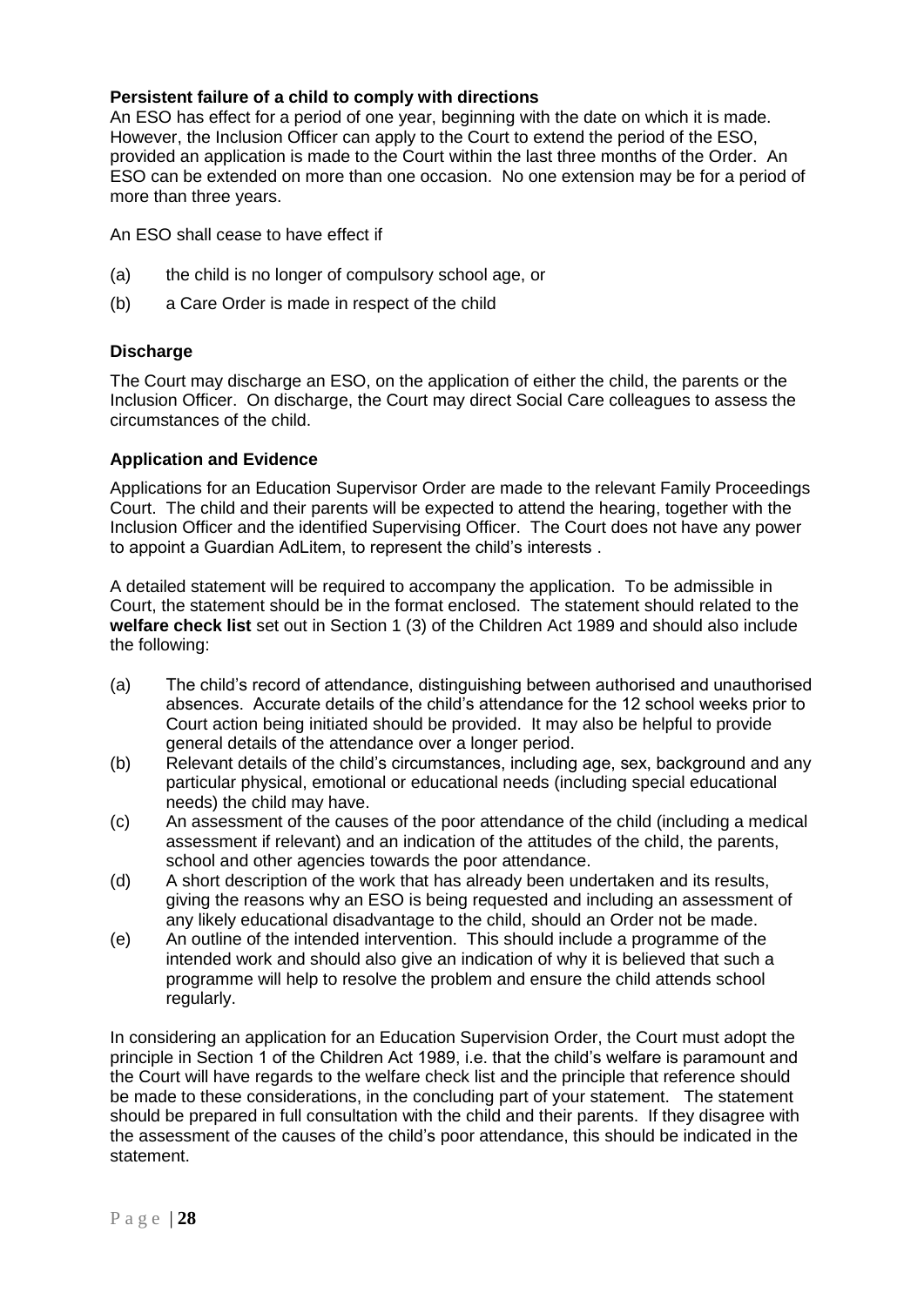**Persistent failure of a child to comply with directions**

An ESO has effect for a period of one year, beginning with the date on which it is made. However, the Inclusion Officer can apply to the Court to extend the period of the ESO, provided an application is made to the Court within the last three months of the Order. An ESO can be extended on more than one occasion. No one extension may be for a period of more than three years.

An ESO shall cease to have effect if

(a) the child is no longer of compulsory school age, or

(b) a Care Order is made in respect of the child

**Discharge**

The Court may discharge an ESO, on the application of either the child, the parents or the Inclusion Officer. On discharge, the Court may direct Social Care colleagues to assess the circumstances of the child.

**Application and Evidence**

Applications for an Education Supervisor Order are made to the relevant Family Proceedings Court. The child and their parents will be expected to attend the hearing, together with the Inclusion Officer and the identified Supervising Officer. The Court does not have any power to appoint a Guardian AdLitem, to represent the child's interests .

A detailed statement will be required to accompany the application. To be admissible in Court, the statement should be in the format enclosed. The statement should related to the **welfare check list** set out in Section 1 (3) of the Children Act 1989 and should also include the following:

(a) The child's record of attendance, distinguishing between authorised and unauthorised absences. Accurate details of the child's attendance for the 12 school weeks prior to Court action being initiated should be provided. It may also be helpful to provide general details of the attendance over a longer period.

(b) Relevant details of the child's circumstances, including age, sex, background and any particular physical, emotional or educational needs (including special educational needs) the child may have.

(c) An assessment of the causes of the poor attendance of the child (including a medical assessment if relevant) and an indication of the attitudes of the child, the parents, school and other agencies towards the poor attendance.

(d) A short description of the work that has already been undertaken and its results, giving the reasons why an ESO is being requested and including an assessment of any likely educational disadvantage to the child, should an Order not be made.

(e) An outline of the intended intervention. This should include a programme of the intended work and should also give an indication of why it is believed that such a programme will help to resolve the problem and ensure the child attends school regularly.

In considering an application for an Education Supervision Order, the Court must adopt the principle in Section 1 of the Children Act 1989, i.e. that the child's welfare is paramount and the Court will have regards to the welfare check list and the principle that reference should be made to these considerations, in the concluding part of your statement. The statement should be prepared in full consultation with the child and their parents. If they disagree with the assessment of the causes of the child's poor attendance, this should be indicated in the statement.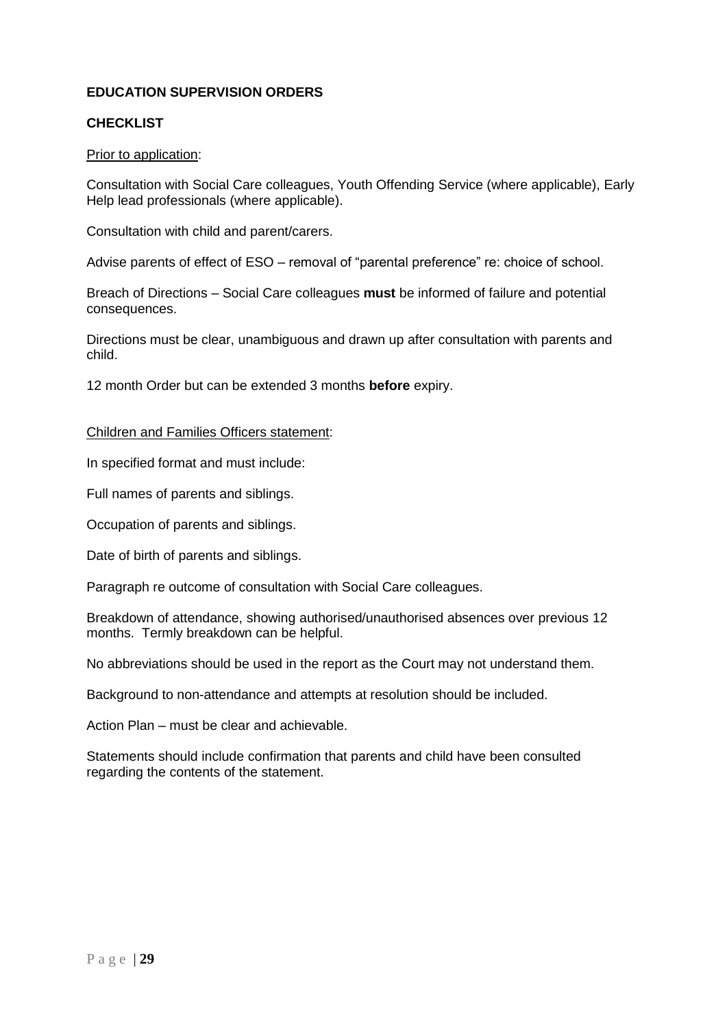**EDUCATION SUPERVISION ORDERS**

**CHECKLIST**

Prior to application:

Consultation with Social Care colleagues, Youth Offending Service (where applicable), Early Help lead professionals (where applicable).

Consultation with child and parent/carers.

Advise parents of effect of ESO – removal of "parental preference" re: choice of school.

Breach of Directions – Social Care colleagues **must** be informed of failure and potential consequences.

Directions must be clear, unambiguous and drawn up after consultation with parents and child.

12 month Order but can be extended 3 months **before** expiry.

Children and Families Officers statement:

In specified format and must include:

Full names of parents and siblings.

Occupation of parents and siblings.

Date of birth of parents and siblings.

Paragraph re outcome of consultation with Social Care colleagues.

Breakdown of attendance, showing authorised/unauthorised absences over previous 12 months. Termly breakdown can be helpful.

No abbreviations should be used in the report as the Court may not understand them.

Background to non-attendance and attempts at resolution should be included.

Action Plan – must be clear and achievable.

Statements should include confirmation that parents and child have been consulted regarding the contents of the statement.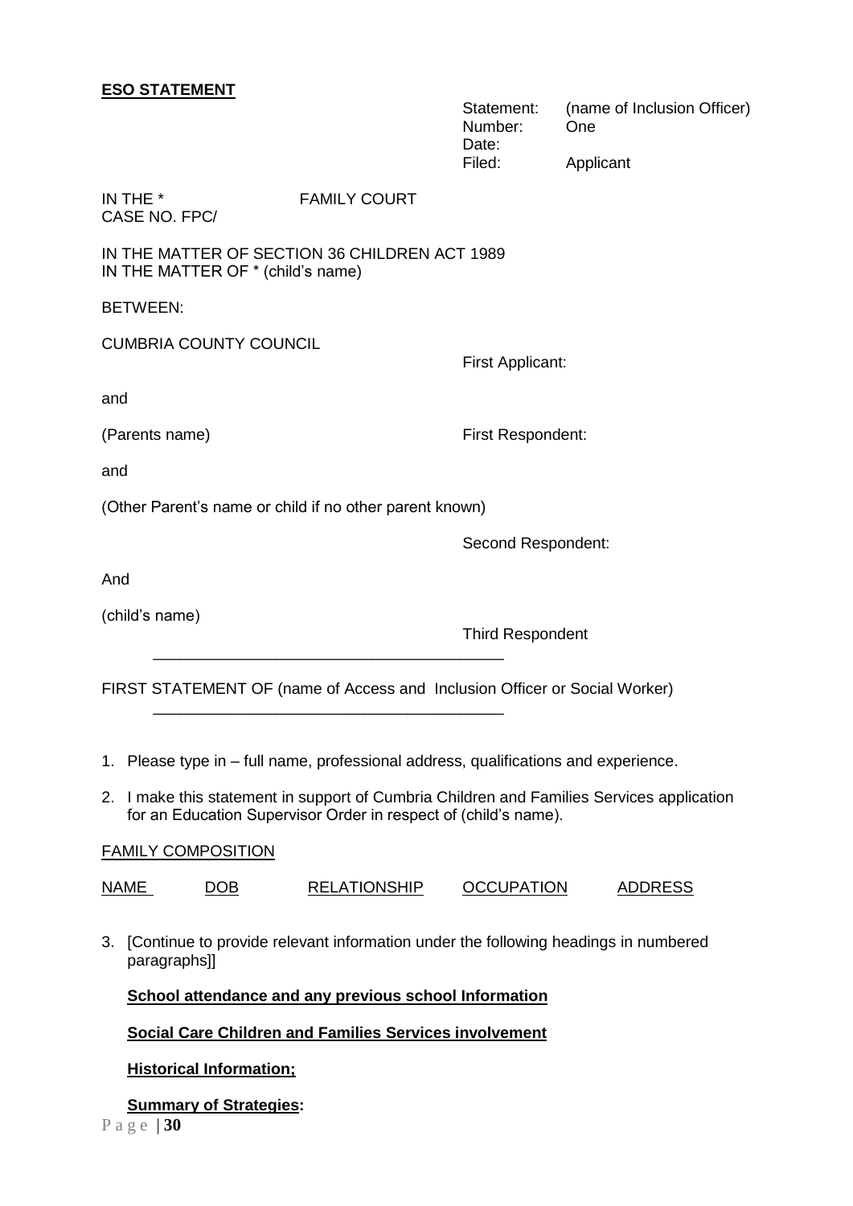**ESO STATEMENT**

Statement: (name of Inclusion Officer)
Number: One
Date:
Filed: Applicant

IN THE * FAMILY COURT
CASE NO. FPC/

IN THE MATTER OF SECTION 36 CHILDREN ACT 1989
IN THE MATTER OF * (child's name)

BETWEEN:

CUMBRIA COUNTY COUNCIL

First Applicant:

and

(Parents name) First Respondent:

and

(Other Parent's name or child if no other parent known)

Second Respondent:

And

(child's name)

Third Respondent

---

FIRST STATEMENT OF (name of Access and Inclusion Officer or Social Worker)

---

1. Please type in – full name, professional address, qualifications and experience.
2. I make this statement in support of Cumbria Children and Families Services application for an Education Supervisor Order in respect of (child's name).

FAMILY COMPOSITION

| NAME | DOB | RELATIONSHIP | OCCUPATION | ADDRESS |
| --- | --- | --- | --- | --- |

3. [Continue to provide relevant information under the following headings in numbered paragraphs]]

   **School attendance and any previous school Information**

   **Social Care Children and Families Services involvement**

   **Historical Information;**

   **Summary of Strategies:**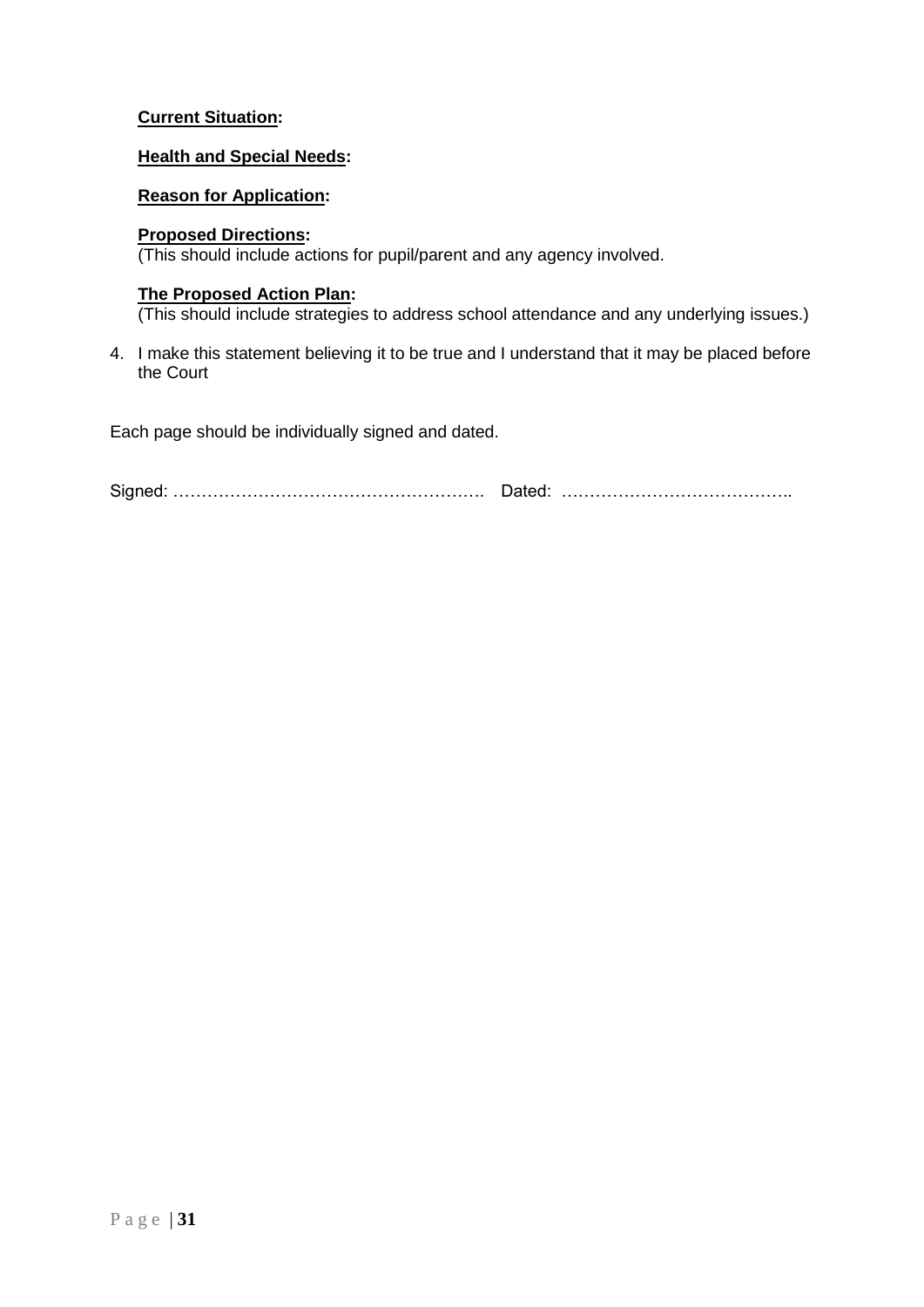**Current Situation:**

**Health and Special Needs:**

**Reason for Application:**

**Proposed Directions:**
(This should include actions for pupil/parent and any agency involved.

**The Proposed Action Plan:**
(This should include strategies to address school attendance and any underlying issues.)

4. I make this statement believing it to be true and I understand that it may be placed before the Court

Each page should be individually signed and dated.

Signed: ………………………………….………. Dated: …………………………………..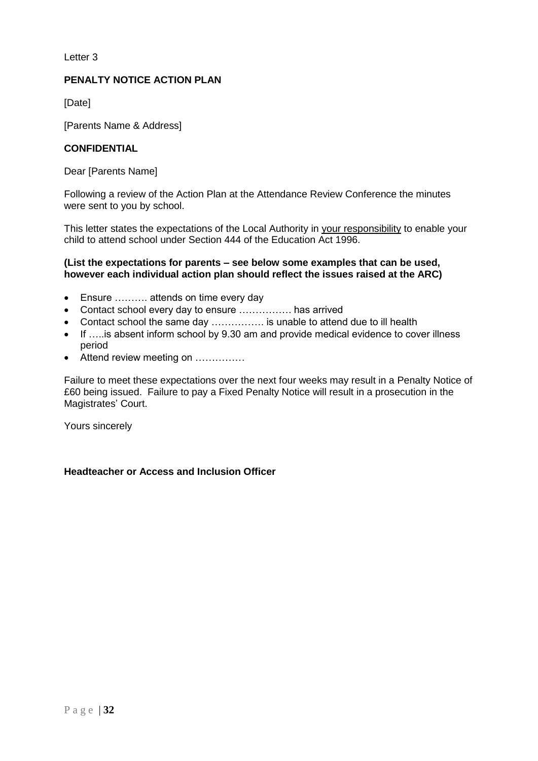Letter 3

**PENALTY NOTICE ACTION PLAN**

[Date]

[Parents Name & Address]

**CONFIDENTIAL**

Dear [Parents Name]

Following a review of the Action Plan at the Attendance Review Conference the minutes were sent to you by school.

This letter states the expectations of the Local Authority in <u>your responsibility</u> to enable your child to attend school under Section 444 of the Education Act 1996.

**(List the expectations for parents – see below some examples that can be used, however each individual action plan should reflect the issues raised at the ARC)**

- Ensure ………. attends on time every day
- Contact school every day to ensure ……………. has arrived
- Contact school the same day ……………. is unable to attend due to ill health
- If …..is absent inform school by 9.30 am and provide medical evidence to cover illness period
- Attend review meeting on ……………

Failure to meet these expectations over the next four weeks may result in a Penalty Notice of £60 being issued. Failure to pay a Fixed Penalty Notice will result in a prosecution in the Magistrates' Court.

Yours sincerely

**Headteacher or Access and Inclusion Officer**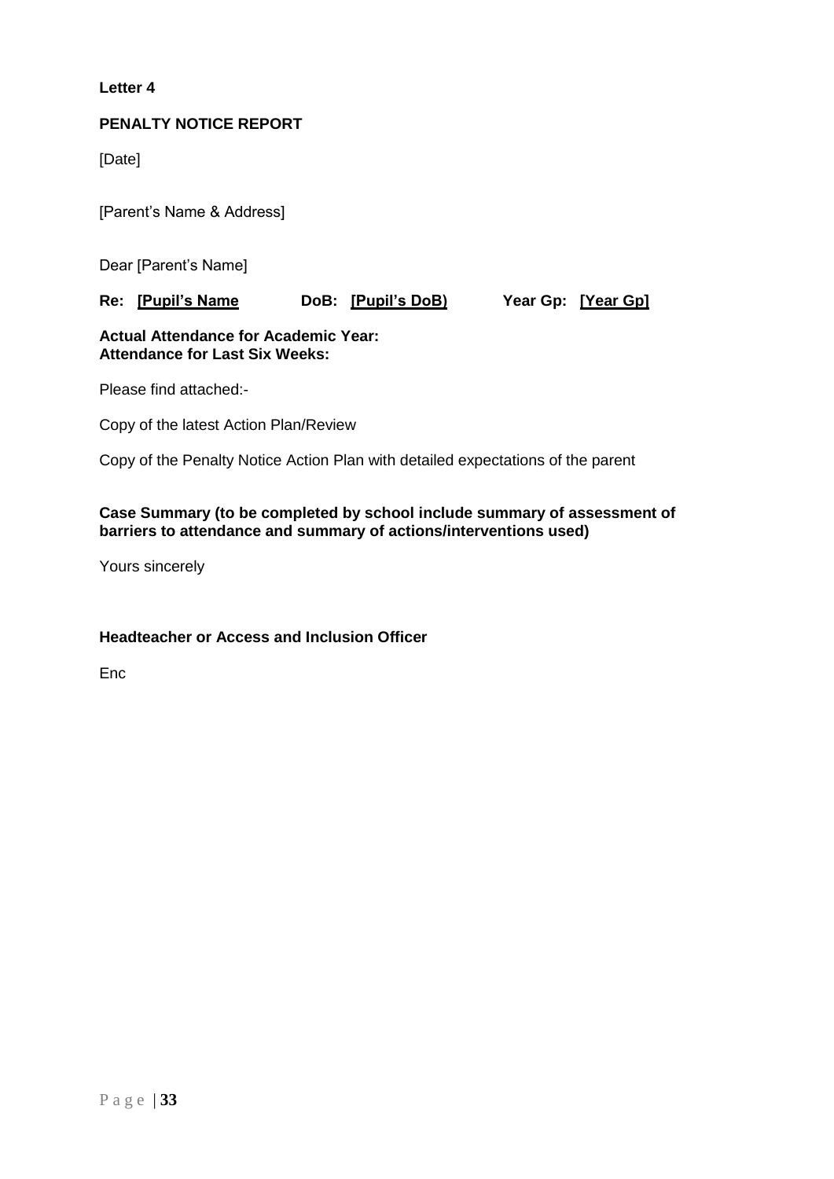**Letter 4**

**PENALTY NOTICE REPORT**

[Date]

[Parent's Name & Address]

Dear [Parent's Name]

**Re: [Pupil's Name DoB: [Pupil's DoB) Year Gp: [Year Gp]**

**Actual Attendance for Academic Year:**
**Attendance for Last Six Weeks:**

Please find attached:-

Copy of the latest Action Plan/Review

Copy of the Penalty Notice Action Plan with detailed expectations of the parent

**Case Summary (to be completed by school include summary of assessment of barriers to attendance and summary of actions/interventions used)**

Yours sincerely

**Headteacher or Access and Inclusion Officer**

Enc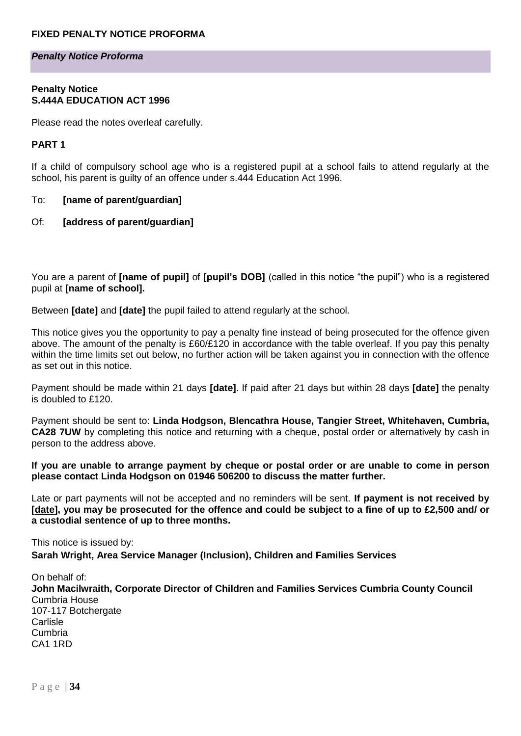**FIXED PENALTY NOTICE PROFORMA**

***Penalty Notice Proforma***

**Penalty Notice**
**S.444A EDUCATION ACT 1996**

Please read the notes overleaf carefully.

**PART 1**

If a child of compulsory school age who is a registered pupil at a school fails to attend regularly at the school, his parent is guilty of an offence under s.444 Education Act 1996.

To: **[name of parent/guardian]**

Of: **[address of parent/guardian]**

You are a parent of **[name of pupil]** of **[pupil's DOB]** (called in this notice "the pupil") who is a registered pupil at **[name of school].**

Between **[date]** and **[date]** the pupil failed to attend regularly at the school.

This notice gives you the opportunity to pay a penalty fine instead of being prosecuted for the offence given above. The amount of the penalty is £60/£120 in accordance with the table overleaf. If you pay this penalty within the time limits set out below, no further action will be taken against you in connection with the offence as set out in this notice.

Payment should be made within 21 days **[date]**. If paid after 21 days but within 28 days **[date]** the penalty is doubled to £120.

Payment should be sent to: **Linda Hodgson, Blencathra House, Tangier Street, Whitehaven, Cumbria, CA28 7UW** by completing this notice and returning with a cheque, postal order or alternatively by cash in person to the address above.

**If you are unable to arrange payment by cheque or postal order or are unable to come in person please contact Linda Hodgson on 01946 506200 to discuss the matter further.**

Late or part payments will not be accepted and no reminders will be sent. **If payment is not received by [date], you may be prosecuted for the offence and could be subject to a fine of up to £2,500 and/ or a custodial sentence of up to three months.**

This notice is issued by:
**Sarah Wright, Area Service Manager (Inclusion), Children and Families Services**

On behalf of:
**John Macilwraith, Corporate Director of Children and Families Services Cumbria County Council**
Cumbria House
107-117 Botchergate
Carlisle
Cumbria
CA1 1RD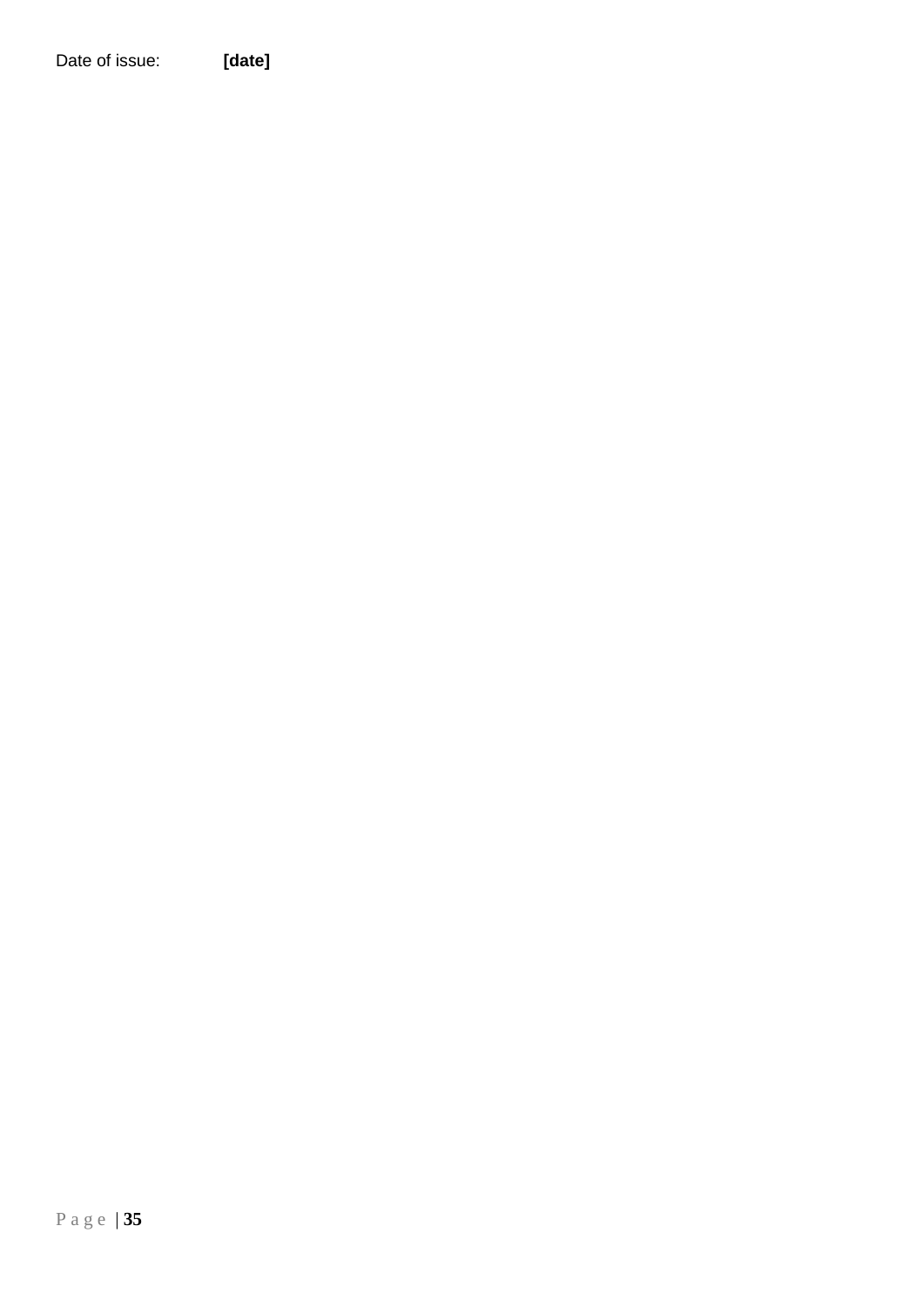Date of issue: **[date]**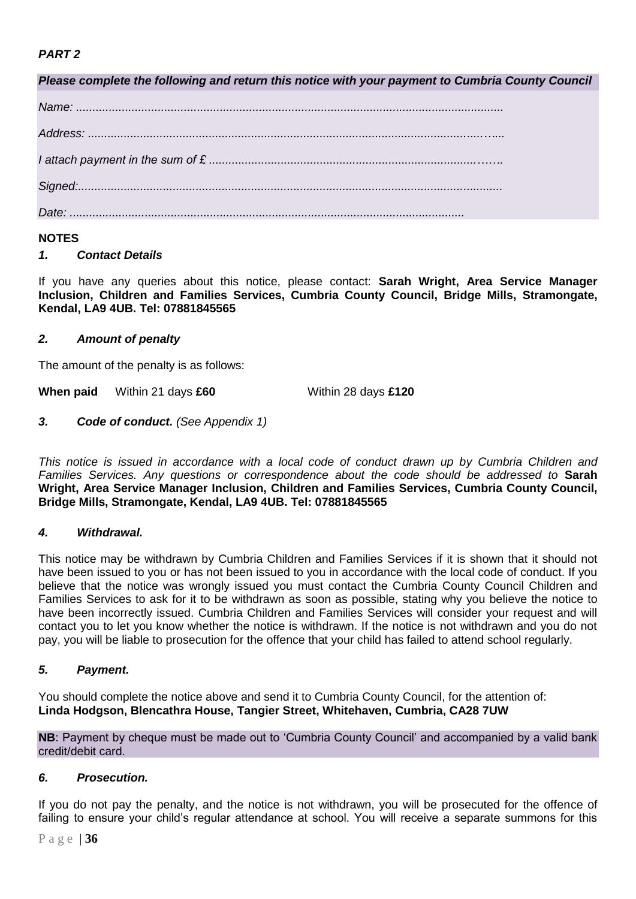***PART 2***

***Please complete the following and return this notice with your payment to Cumbria County Council***

*Name: ..................................................................................................................................*

*Address: .....................................................................................................................….....*

*I attach payment in the sum of £ ...................................................................................……..*

*Signed:.................................................................................................................................*

*Date: ........................................................................................................................*

**NOTES**

***1. Contact Details***

If you have any queries about this notice, please contact: **Sarah Wright, Area Service Manager Inclusion, Children and Families Services, Cumbria County Council, Bridge Mills, Stramongate, Kendal, LA9 4UB. Tel: 07881845565**

***2. Amount of penalty***

The amount of the penalty is as follows:

**When paid** Within 21 days **£60** Within 28 days **£120**

***3. Code of conduct.*** *(See Appendix 1)*

*This notice is issued in accordance with a local code of conduct drawn up by Cumbria Children and Families Services. Any questions or correspondence about the code should be addressed to* **Sarah Wright, Area Service Manager Inclusion, Children and Families Services, Cumbria County Council, Bridge Mills, Stramongate, Kendal, LA9 4UB. Tel: 07881845565**

***4. Withdrawal.***

This notice may be withdrawn by Cumbria Children and Families Services if it is shown that it should not have been issued to you or has not been issued to you in accordance with the local code of conduct. If you believe that the notice was wrongly issued you must contact the Cumbria County Council Children and Families Services to ask for it to be withdrawn as soon as possible, stating why you believe the notice to have been incorrectly issued. Cumbria Children and Families Services will consider your request and will contact you to let you know whether the notice is withdrawn. If the notice is not withdrawn and you do not pay, you will be liable to prosecution for the offence that your child has failed to attend school regularly.

***5. Payment.***

You should complete the notice above and send it to Cumbria County Council, for the attention of:
**Linda Hodgson, Blencathra House, Tangier Street, Whitehaven, Cumbria, CA28 7UW**

**NB**: Payment by cheque must be made out to 'Cumbria County Council' and accompanied by a valid bank credit/debit card.

***6. Prosecution.***

If you do not pay the penalty, and the notice is not withdrawn, you will be prosecuted for the offence of failing to ensure your child's regular attendance at school. You will receive a separate summons for this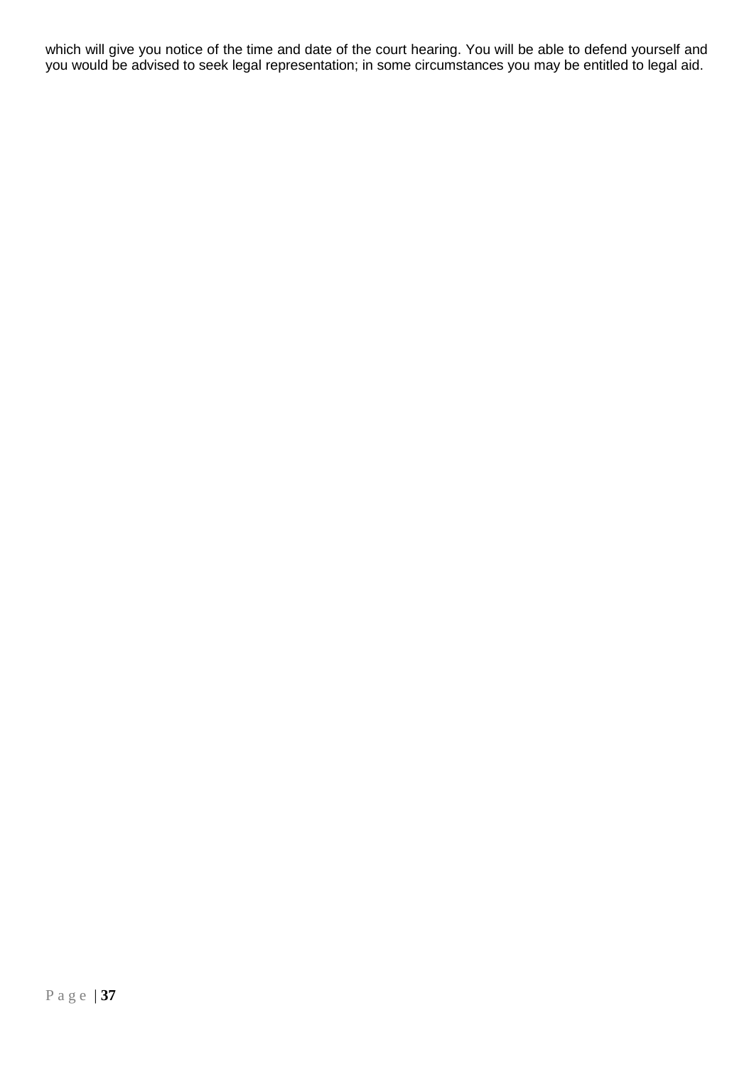which will give you notice of the time and date of the court hearing. You will be able to defend yourself and you would be advised to seek legal representation; in some circumstances you may be entitled to legal aid.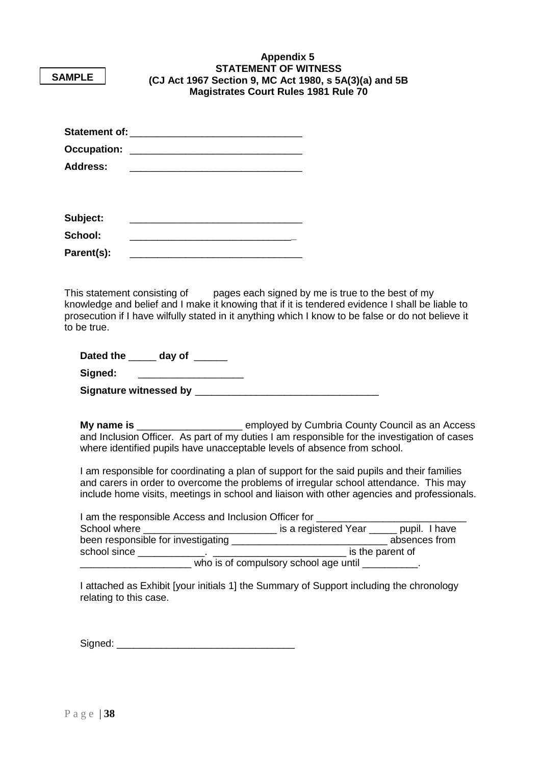SAMPLE

**Appendix 5**
**STATEMENT OF WITNESS**
**(CJ Act 1967 Section 9, MC Act 1980, s 5A(3)(a) and 5B**
**Magistrates Court Rules 1981 Rule 70**

**Statement of:** _______________________________

**Occupation:** _______________________________

**Address:** _______________________________

**Subject:** _______________________________

**School:** _______________________________

**Parent(s):** _______________________________

This statement consisting of pages each signed by me is true to the best of my knowledge and belief and I make it knowing that if it is tendered evidence I shall be liable to prosecution if I have wilfully stated in it anything which I know to be false or do not believe it to be true.

**Dated the** _____ **day of** ______

**Signed:** ___________________

**Signature witnessed by** _________________________________

**My name is** ___________________ employed by Cumbria County Council as an Access and Inclusion Officer. As part of my duties I am responsible for the investigation of cases where identified pupils have unacceptable levels of absence from school.

I am responsible for coordinating a plan of support for the said pupils and their families and carers in order to overcome the problems of irregular school attendance. This may include home visits, meetings in school and liaison with other agencies and professionals.

I am the responsible Access and Inclusion Officer for ___________________________ School where ________________________ is a registered Year _____ pupil. I have been responsible for investigating ____________________________ absences from school since ____________. ________________________ is the parent of ____________________ who is of compulsory school age until __________.

I attached as Exhibit [your initials 1] the Summary of Support including the chronology relating to this case.

Signed: ________________________________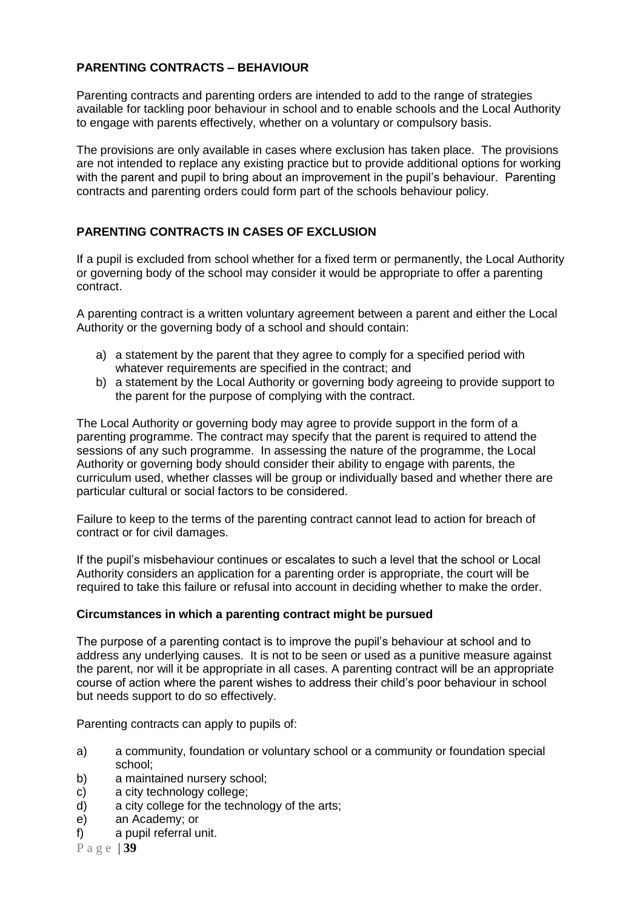## PARENTING CONTRACTS – BEHAVIOUR

Parenting contracts and parenting orders are intended to add to the range of strategies available for tackling poor behaviour in school and to enable schools and the Local Authority to engage with parents effectively, whether on a voluntary or compulsory basis.

The provisions are only available in cases where exclusion has taken place. The provisions are not intended to replace any existing practice but to provide additional options for working with the parent and pupil to bring about an improvement in the pupil's behaviour. Parenting contracts and parenting orders could form part of the schools behaviour policy.

## PARENTING CONTRACTS IN CASES OF EXCLUSION

If a pupil is excluded from school whether for a fixed term or permanently, the Local Authority or governing body of the school may consider it would be appropriate to offer a parenting contract.

A parenting contract is a written voluntary agreement between a parent and either the Local Authority or the governing body of a school and should contain:

a) a statement by the parent that they agree to comply for a specified period with whatever requirements are specified in the contract; and
b) a statement by the Local Authority or governing body agreeing to provide support to the parent for the purpose of complying with the contract.

The Local Authority or governing body may agree to provide support in the form of a parenting programme. The contract may specify that the parent is required to attend the sessions of any such programme. In assessing the nature of the programme, the Local Authority or governing body should consider their ability to engage with parents, the curriculum used, whether classes will be group or individually based and whether there are particular cultural or social factors to be considered.

Failure to keep to the terms of the parenting contract cannot lead to action for breach of contract or for civil damages.

If the pupil's misbehaviour continues or escalates to such a level that the school or Local Authority considers an application for a parenting order is appropriate, the court will be required to take this failure or refusal into account in deciding whether to make the order.

### Circumstances in which a parenting contract might be pursued

The purpose of a parenting contact is to improve the pupil's behaviour at school and to address any underlying causes. It is not to be seen or used as a punitive measure against the parent, nor will it be appropriate in all cases. A parenting contract will be an appropriate course of action where the parent wishes to address their child's poor behaviour in school but needs support to do so effectively.

Parenting contracts can apply to pupils of:

a) a community, foundation or voluntary school or a community or foundation special school;
b) a maintained nursery school;
c) a city technology college;
d) a city college for the technology of the arts;
e) an Academy; or
f) a pupil referral unit.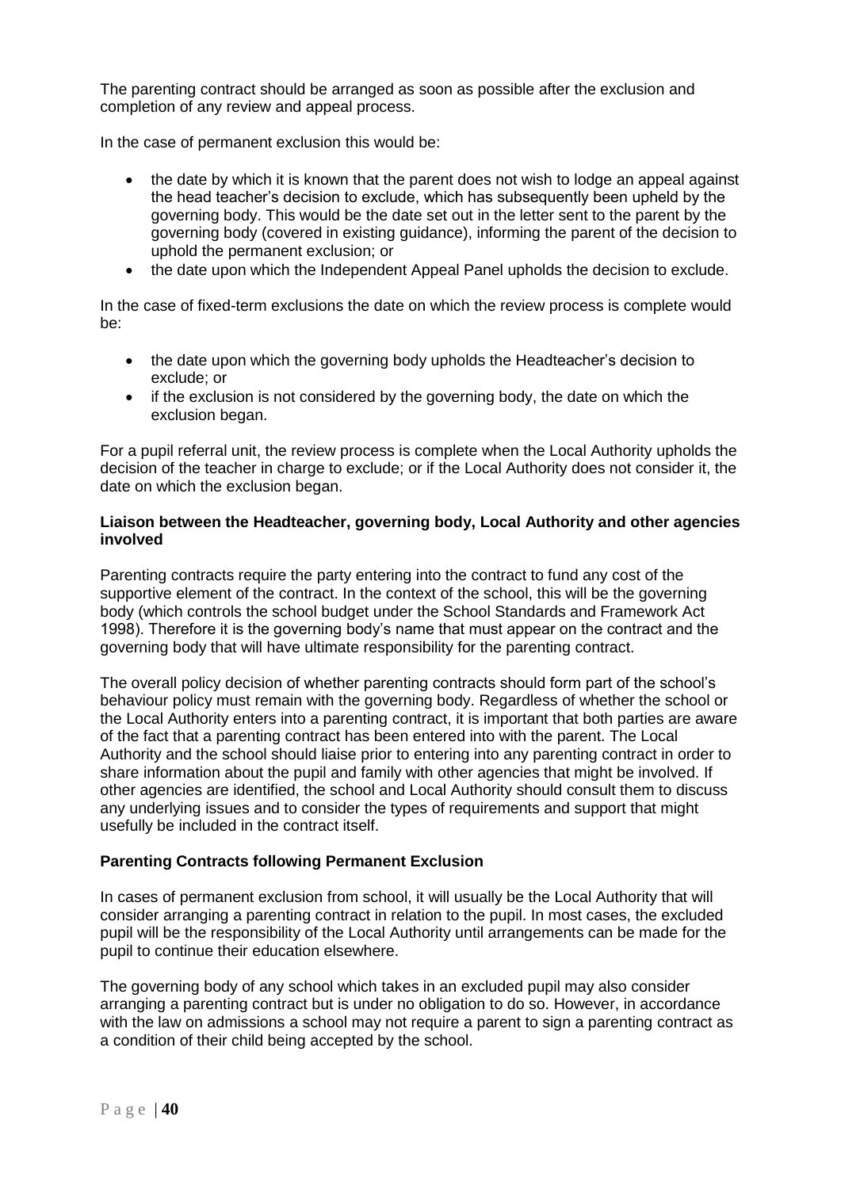The parenting contract should be arranged as soon as possible after the exclusion and completion of any review and appeal process.

In the case of permanent exclusion this would be:

- the date by which it is known that the parent does not wish to lodge an appeal against the head teacher's decision to exclude, which has subsequently been upheld by the governing body. This would be the date set out in the letter sent to the parent by the governing body (covered in existing guidance), informing the parent of the decision to uphold the permanent exclusion; or
- the date upon which the Independent Appeal Panel upholds the decision to exclude.

In the case of fixed-term exclusions the date on which the review process is complete would be:

- the date upon which the governing body upholds the Headteacher's decision to exclude; or
- if the exclusion is not considered by the governing body, the date on which the exclusion began.

For a pupil referral unit, the review process is complete when the Local Authority upholds the decision of the teacher in charge to exclude; or if the Local Authority does not consider it, the date on which the exclusion began.

**Liaison between the Headteacher, governing body, Local Authority and other agencies involved**

Parenting contracts require the party entering into the contract to fund any cost of the supportive element of the contract. In the context of the school, this will be the governing body (which controls the school budget under the School Standards and Framework Act 1998). Therefore it is the governing body's name that must appear on the contract and the governing body that will have ultimate responsibility for the parenting contract.

The overall policy decision of whether parenting contracts should form part of the school's behaviour policy must remain with the governing body. Regardless of whether the school or the Local Authority enters into a parenting contract, it is important that both parties are aware of the fact that a parenting contract has been entered into with the parent. The Local Authority and the school should liaise prior to entering into any parenting contract in order to share information about the pupil and family with other agencies that might be involved. If other agencies are identified, the school and Local Authority should consult them to discuss any underlying issues and to consider the types of requirements and support that might usefully be included in the contract itself.

**Parenting Contracts following Permanent Exclusion**

In cases of permanent exclusion from school, it will usually be the Local Authority that will consider arranging a parenting contract in relation to the pupil. In most cases, the excluded pupil will be the responsibility of the Local Authority until arrangements can be made for the pupil to continue their education elsewhere.

The governing body of any school which takes in an excluded pupil may also consider arranging a parenting contract but is under no obligation to do so. However, in accordance with the law on admissions a school may not require a parent to sign a parenting contract as a condition of their child being accepted by the school.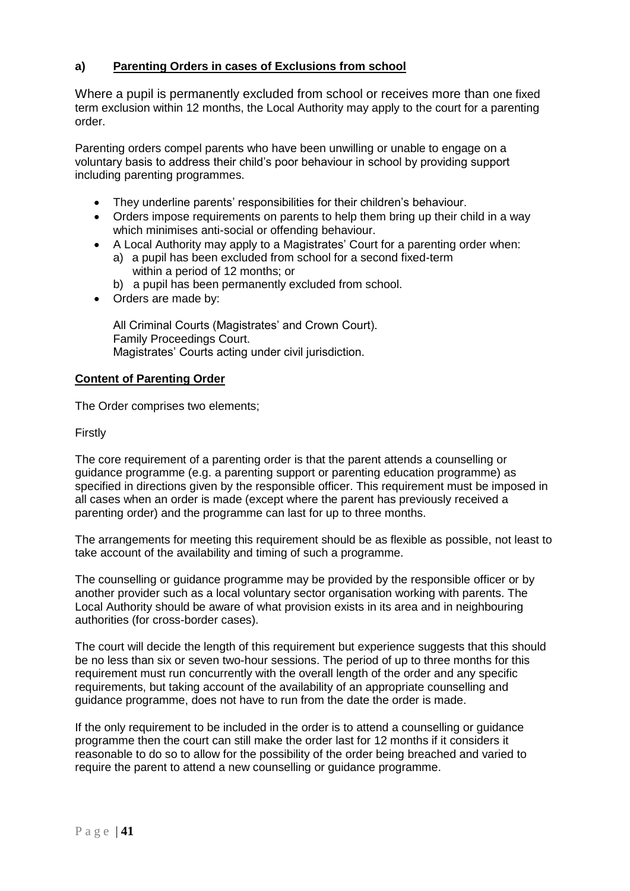### a) **Parenting Orders in cases of Exclusions from school**

Where a pupil is permanently excluded from school or receives more than one fixed term exclusion within 12 months, the Local Authority may apply to the court for a parenting order.

Parenting orders compel parents who have been unwilling or unable to engage on a voluntary basis to address their child's poor behaviour in school by providing support including parenting programmes.

- They underline parents' responsibilities for their children's behaviour.
- Orders impose requirements on parents to help them bring up their child in a way which minimises anti-social or offending behaviour.
- A Local Authority may apply to a Magistrates' Court for a parenting order when:
  a) a pupil has been excluded from school for a second fixed-term within a period of 12 months; or
  b) a pupil has been permanently excluded from school.
- Orders are made by:

  All Criminal Courts (Magistrates' and Crown Court).
  Family Proceedings Court.
  Magistrates' Courts acting under civil jurisdiction.

**Content of Parenting Order**

The Order comprises two elements;

Firstly

The core requirement of a parenting order is that the parent attends a counselling or guidance programme (e.g. a parenting support or parenting education programme) as specified in directions given by the responsible officer. This requirement must be imposed in all cases when an order is made (except where the parent has previously received a parenting order) and the programme can last for up to three months.

The arrangements for meeting this requirement should be as flexible as possible, not least to take account of the availability and timing of such a programme.

The counselling or guidance programme may be provided by the responsible officer or by another provider such as a local voluntary sector organisation working with parents. The Local Authority should be aware of what provision exists in its area and in neighbouring authorities (for cross-border cases).

The court will decide the length of this requirement but experience suggests that this should be no less than six or seven two-hour sessions. The period of up to three months for this requirement must run concurrently with the overall length of the order and any specific requirements, but taking account of the availability of an appropriate counselling and guidance programme, does not have to run from the date the order is made.

If the only requirement to be included in the order is to attend a counselling or guidance programme then the court can still make the order last for 12 months if it considers it reasonable to do so to allow for the possibility of the order being breached and varied to require the parent to attend a new counselling or guidance programme.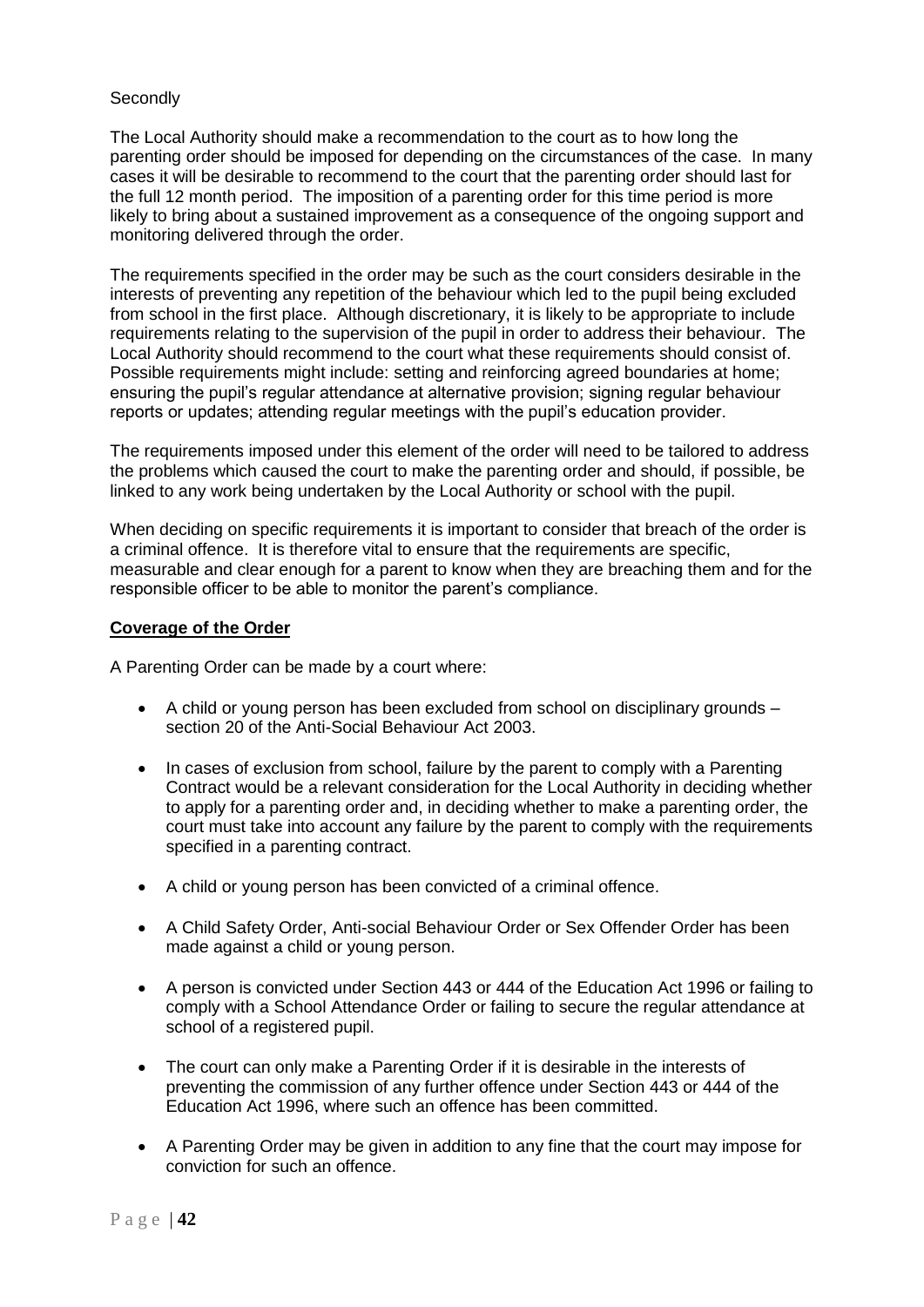Secondly

The Local Authority should make a recommendation to the court as to how long the parenting order should be imposed for depending on the circumstances of the case. In many cases it will be desirable to recommend to the court that the parenting order should last for the full 12 month period. The imposition of a parenting order for this time period is more likely to bring about a sustained improvement as a consequence of the ongoing support and monitoring delivered through the order.

The requirements specified in the order may be such as the court considers desirable in the interests of preventing any repetition of the behaviour which led to the pupil being excluded from school in the first place. Although discretionary, it is likely to be appropriate to include requirements relating to the supervision of the pupil in order to address their behaviour. The Local Authority should recommend to the court what these requirements should consist of. Possible requirements might include: setting and reinforcing agreed boundaries at home; ensuring the pupil's regular attendance at alternative provision; signing regular behaviour reports or updates; attending regular meetings with the pupil's education provider.

The requirements imposed under this element of the order will need to be tailored to address the problems which caused the court to make the parenting order and should, if possible, be linked to any work being undertaken by the Local Authority or school with the pupil.

When deciding on specific requirements it is important to consider that breach of the order is a criminal offence. It is therefore vital to ensure that the requirements are specific, measurable and clear enough for a parent to know when they are breaching them and for the responsible officer to be able to monitor the parent's compliance.

**Coverage of the Order**

A Parenting Order can be made by a court where:

- A child or young person has been excluded from school on disciplinary grounds – section 20 of the Anti-Social Behaviour Act 2003.
- In cases of exclusion from school, failure by the parent to comply with a Parenting Contract would be a relevant consideration for the Local Authority in deciding whether to apply for a parenting order and, in deciding whether to make a parenting order, the court must take into account any failure by the parent to comply with the requirements specified in a parenting contract.
- A child or young person has been convicted of a criminal offence.
- A Child Safety Order, Anti-social Behaviour Order or Sex Offender Order has been made against a child or young person.
- A person is convicted under Section 443 or 444 of the Education Act 1996 or failing to comply with a School Attendance Order or failing to secure the regular attendance at school of a registered pupil.
- The court can only make a Parenting Order if it is desirable in the interests of preventing the commission of any further offence under Section 443 or 444 of the Education Act 1996, where such an offence has been committed.
- A Parenting Order may be given in addition to any fine that the court may impose for conviction for such an offence.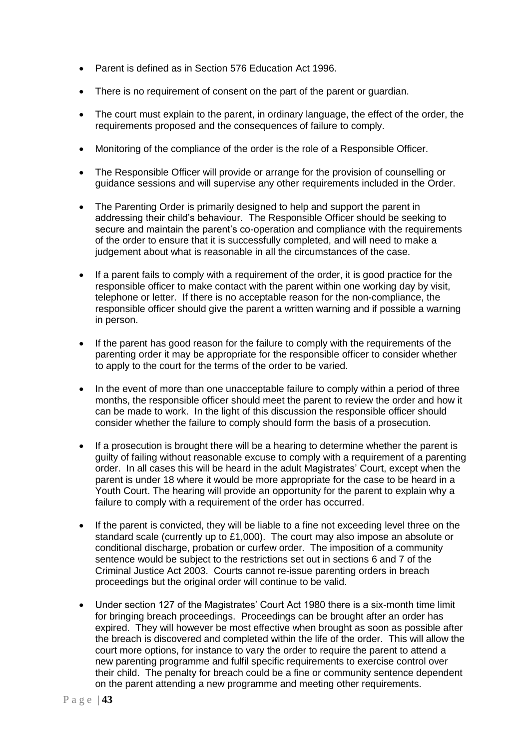- Parent is defined as in Section 576 Education Act 1996.
- There is no requirement of consent on the part of the parent or guardian.
- The court must explain to the parent, in ordinary language, the effect of the order, the requirements proposed and the consequences of failure to comply.
- Monitoring of the compliance of the order is the role of a Responsible Officer.
- The Responsible Officer will provide or arrange for the provision of counselling or guidance sessions and will supervise any other requirements included in the Order.
- The Parenting Order is primarily designed to help and support the parent in addressing their child's behaviour. The Responsible Officer should be seeking to secure and maintain the parent's co-operation and compliance with the requirements of the order to ensure that it is successfully completed, and will need to make a judgement about what is reasonable in all the circumstances of the case.
- If a parent fails to comply with a requirement of the order, it is good practice for the responsible officer to make contact with the parent within one working day by visit, telephone or letter. If there is no acceptable reason for the non-compliance, the responsible officer should give the parent a written warning and if possible a warning in person.
- If the parent has good reason for the failure to comply with the requirements of the parenting order it may be appropriate for the responsible officer to consider whether to apply to the court for the terms of the order to be varied.
- In the event of more than one unacceptable failure to comply within a period of three months, the responsible officer should meet the parent to review the order and how it can be made to work. In the light of this discussion the responsible officer should consider whether the failure to comply should form the basis of a prosecution.
- If a prosecution is brought there will be a hearing to determine whether the parent is guilty of failing without reasonable excuse to comply with a requirement of a parenting order. In all cases this will be heard in the adult Magistrates' Court, except when the parent is under 18 where it would be more appropriate for the case to be heard in a Youth Court. The hearing will provide an opportunity for the parent to explain why a failure to comply with a requirement of the order has occurred.
- If the parent is convicted, they will be liable to a fine not exceeding level three on the standard scale (currently up to £1,000). The court may also impose an absolute or conditional discharge, probation or curfew order. The imposition of a community sentence would be subject to the restrictions set out in sections 6 and 7 of the Criminal Justice Act 2003. Courts cannot re-issue parenting orders in breach proceedings but the original order will continue to be valid.
- Under section 127 of the Magistrates' Court Act 1980 there is a six-month time limit for bringing breach proceedings. Proceedings can be brought after an order has expired. They will however be most effective when brought as soon as possible after the breach is discovered and completed within the life of the order. This will allow the court more options, for instance to vary the order to require the parent to attend a new parenting programme and fulfil specific requirements to exercise control over their child. The penalty for breach could be a fine or community sentence dependent on the parent attending a new programme and meeting other requirements.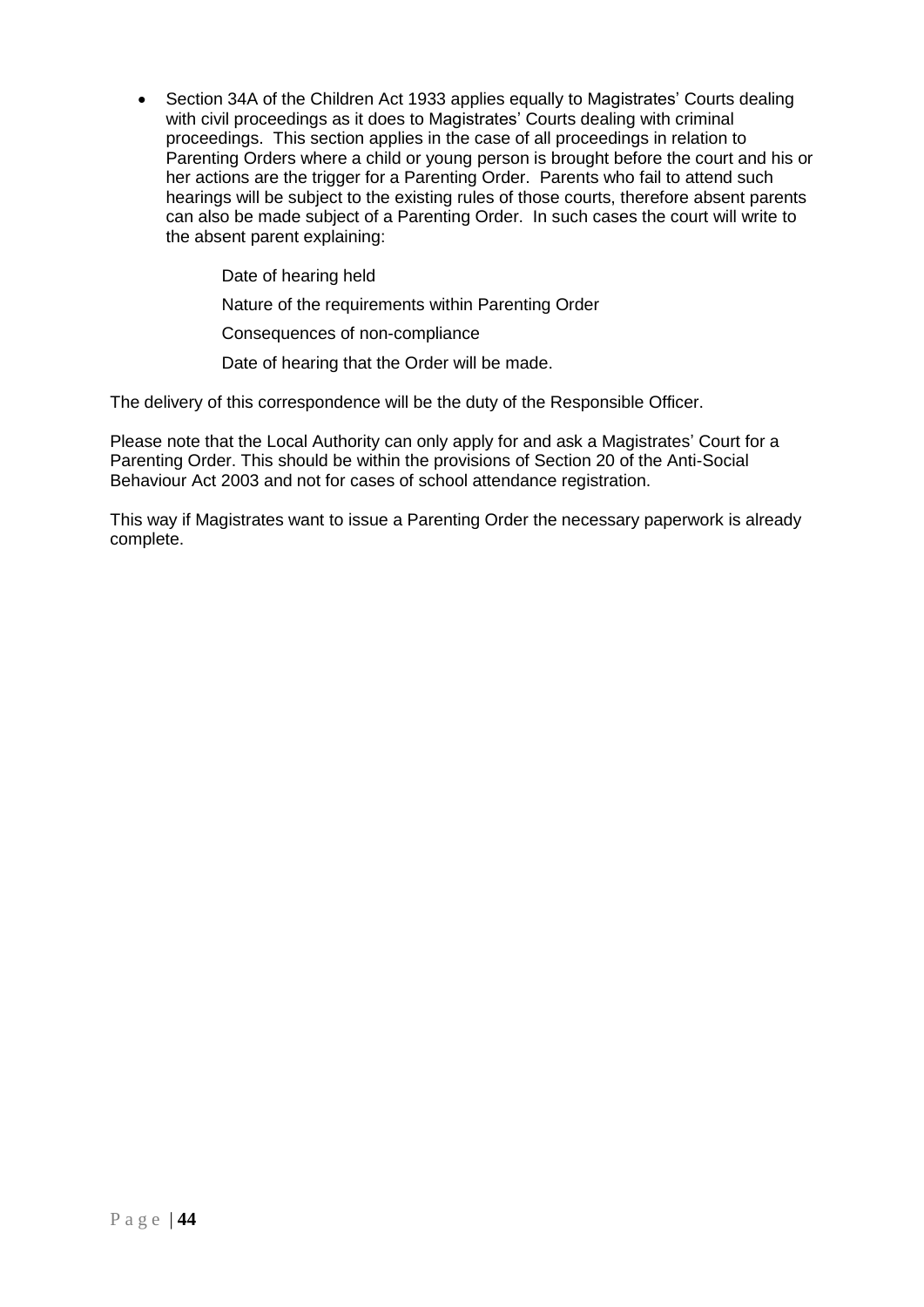- Section 34A of the Children Act 1933 applies equally to Magistrates' Courts dealing with civil proceedings as it does to Magistrates' Courts dealing with criminal proceedings. This section applies in the case of all proceedings in relation to Parenting Orders where a child or young person is brought before the court and his or her actions are the trigger for a Parenting Order. Parents who fail to attend such hearings will be subject to the existing rules of those courts, therefore absent parents can also be made subject of a Parenting Order. In such cases the court will write to the absent parent explaining:

  Date of hearing held

  Nature of the requirements within Parenting Order

  Consequences of non-compliance

  Date of hearing that the Order will be made.

The delivery of this correspondence will be the duty of the Responsible Officer.

Please note that the Local Authority can only apply for and ask a Magistrates' Court for a Parenting Order. This should be within the provisions of Section 20 of the Anti-Social Behaviour Act 2003 and not for cases of school attendance registration.

This way if Magistrates want to issue a Parenting Order the necessary paperwork is already complete.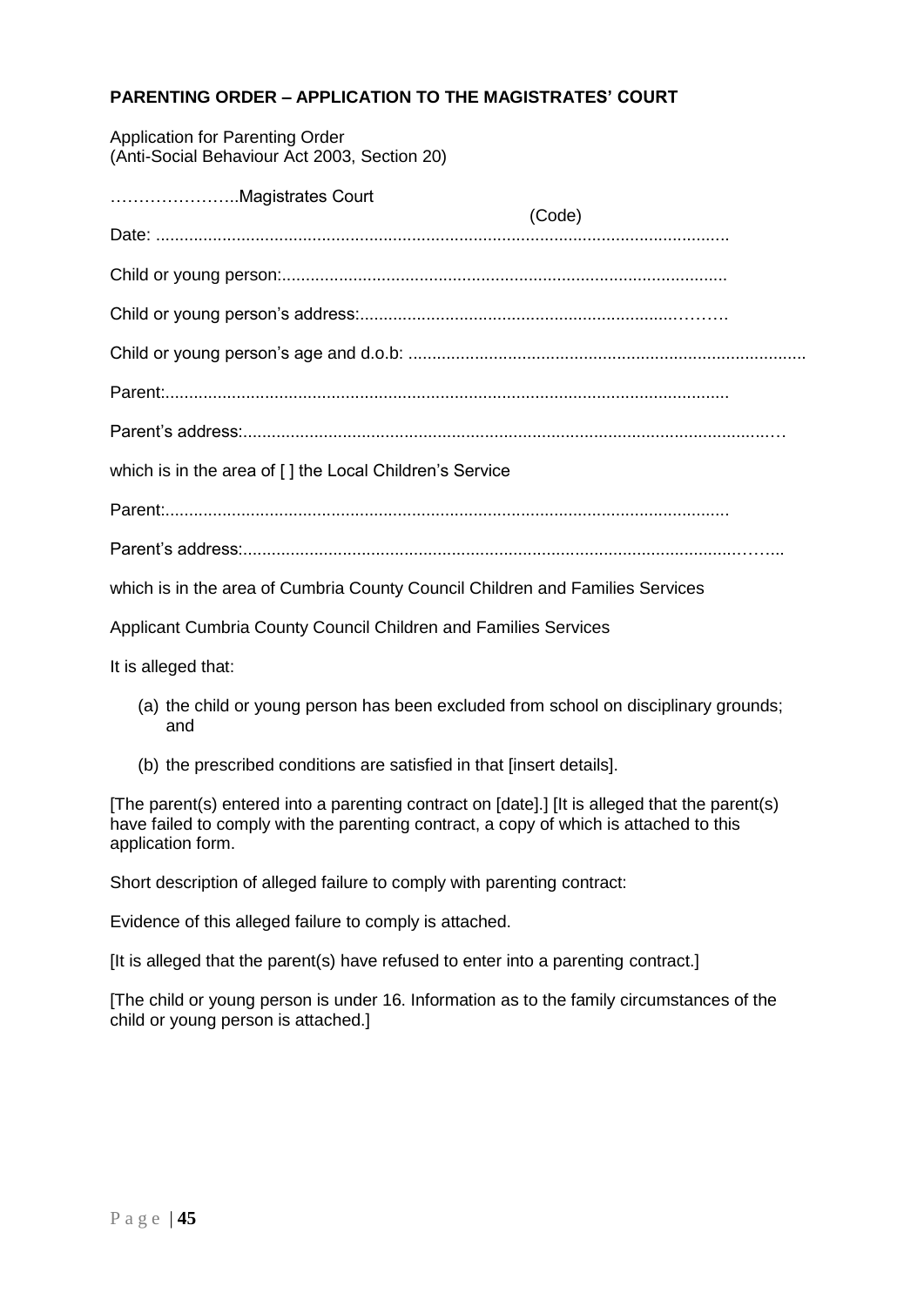**PARENTING ORDER – APPLICATION TO THE MAGISTRATES' COURT**

Application for Parenting Order
(Anti-Social Behaviour Act 2003, Section 20)

…………………..Magistrates Court

(Code)

Date: ........................................................................................................................

Child or young person:............................................................................................

Child or young person's address:.........................................................................

Child or young person's age and d.o.b: ..................................................................................

Parent:.....................................................................................................................

Parent's address:...................................................................................................

which is in the area of [ ] the Local Children's Service

Parent:.....................................................................................................................

Parent's address:...................................................................................................

which is in the area of Cumbria County Council Children and Families Services

Applicant Cumbria County Council Children and Families Services

It is alleged that:

(a) the child or young person has been excluded from school on disciplinary grounds; and

(b) the prescribed conditions are satisfied in that [insert details].

[The parent(s) entered into a parenting contract on [date].] [It is alleged that the parent(s) have failed to comply with the parenting contract, a copy of which is attached to this application form.

Short description of alleged failure to comply with parenting contract:

Evidence of this alleged failure to comply is attached.

[It is alleged that the parent(s) have refused to enter into a parenting contract.]

[The child or young person is under 16. Information as to the family circumstances of the child or young person is attached.]